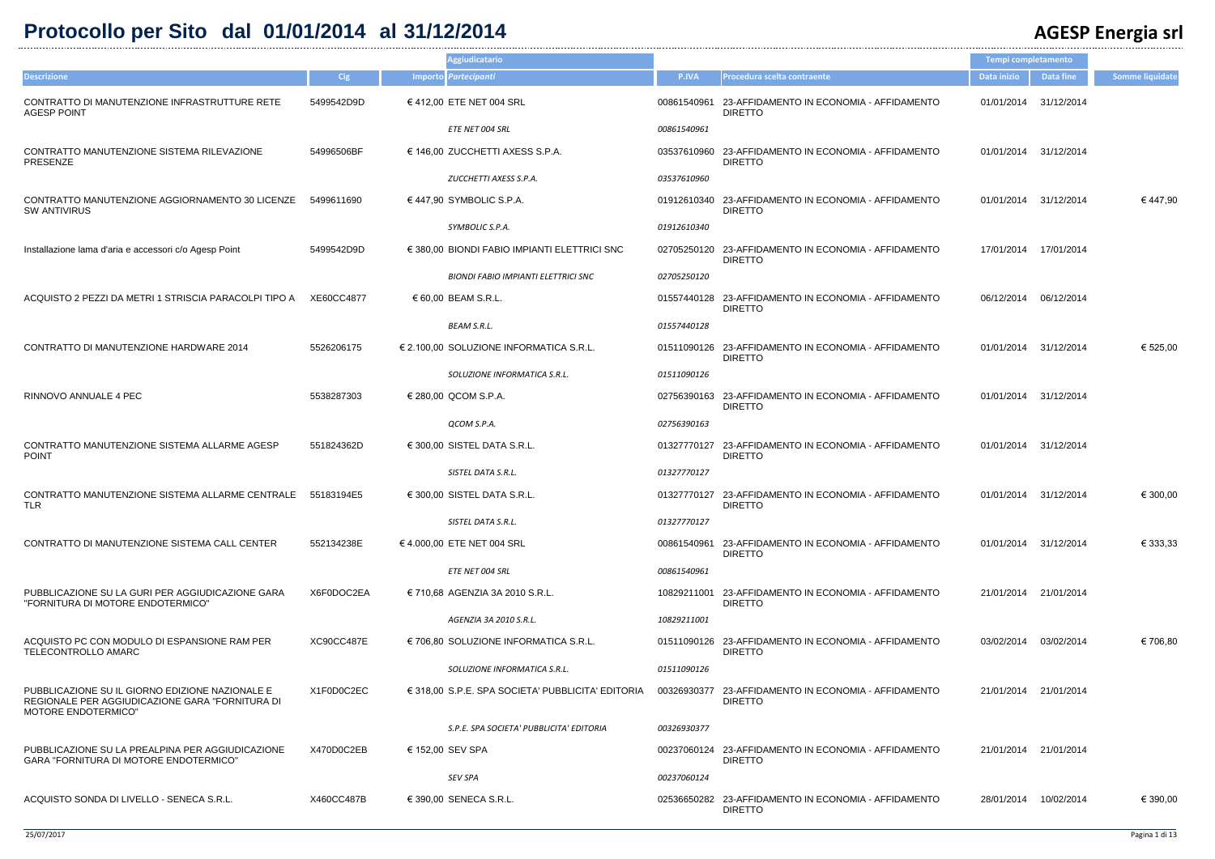# Protocollo per Sito dal 01/01/2014 al 31/12/2014

**AGESP Energia srl**

| Descrizione | Cig | Importo | Aggiudicatario / *Partecipanti* | P.IVA | Procedura scelta contraente | Tempi completamento - Data inizio | Data fine | Somme liquidate |
|---|---|---|---|---|---|---|---|---|
| CONTRATTO DI MANUTENZIONE INFRASTRUTTURE RETE AGESP POINT | 5499542D9D | € 412,00 | ETE NET 004 SRL | 00861540961 | 23-AFFIDAMENTO IN ECONOMIA - AFFIDAMENTO DIRETTO | 01/01/2014 | 31/12/2014 | |
| | | | *ETE NET 004 SRL* | *00861540961* | | | | |
| CONTRATTO MANUTENZIONE SISTEMA RILEVAZIONE PRESENZE | 54996506BF | € 146,00 | ZUCCHETTI AXESS S.P.A. | 03537610960 | 23-AFFIDAMENTO IN ECONOMIA - AFFIDAMENTO DIRETTO | 01/01/2014 | 31/12/2014 | |
| | | | *ZUCCHETTI AXESS S.P.A.* | *03537610960* | | | | |
| CONTRATTO MANUTENZIONE AGGIORNAMENTO 30 LICENZE SW ANTIVIRUS | 5499611690 | € 447,90 | SYMBOLIC S.P.A. | 01912610340 | 23-AFFIDAMENTO IN ECONOMIA - AFFIDAMENTO DIRETTO | 01/01/2014 | 31/12/2014 | € 447,90 |
| | | | *SYMBOLIC S.P.A.* | *01912610340* | | | | |
| Installazione lama d'aria e accessori c/o Agesp Point | 5499542D9D | € 380,00 | BIONDI FABIO IMPIANTI ELETTRICI SNC | 02705250120 | 23-AFFIDAMENTO IN ECONOMIA - AFFIDAMENTO DIRETTO | 17/01/2014 | 17/01/2014 | |
| | | | *BIONDI FABIO IMPIANTI ELETTRICI SNC* | *02705250120* | | | | |
| ACQUISTO 2 PEZZI DA METRI 1 STRISCIA PARACOLPI TIPO A | XE60CC4877 | € 60,00 | BEAM S.R.L. | 01557440128 | 23-AFFIDAMENTO IN ECONOMIA - AFFIDAMENTO DIRETTO | 06/12/2014 | 06/12/2014 | |
| | | | *BEAM S.R.L.* | *01557440128* | | | | |
| CONTRATTO DI MANUTENZIONE HARDWARE 2014 | 5526206175 | € 2.100,00 | SOLUZIONE INFORMATICA S.R.L. | 01511090126 | 23-AFFIDAMENTO IN ECONOMIA - AFFIDAMENTO DIRETTO | 01/01/2014 | 31/12/2014 | € 525,00 |
| | | | *SOLUZIONE INFORMATICA S.R.L.* | *01511090126* | | | | |
| RINNOVO ANNUALE 4 PEC | 5538287303 | € 280,00 | QCOM S.P.A. | 02756390163 | 23-AFFIDAMENTO IN ECONOMIA - AFFIDAMENTO DIRETTO | 01/01/2014 | 31/12/2014 | |
| | | | *QCOM S.P.A.* | *02756390163* | | | | |
| CONTRATTO MANUTENZIONE SISTEMA ALLARME AGESP POINT | 551824362D | € 300,00 | SISTEL DATA S.R.L. | 01327770127 | 23-AFFIDAMENTO IN ECONOMIA - AFFIDAMENTO DIRETTO | 01/01/2014 | 31/12/2014 | |
| | | | *SISTEL DATA S.R.L.* | *01327770127* | | | | |
| CONTRATTO MANUTENZIONE SISTEMA ALLARME CENTRALE TLR | 55183194E5 | € 300,00 | SISTEL DATA S.R.L. | 01327770127 | 23-AFFIDAMENTO IN ECONOMIA - AFFIDAMENTO DIRETTO | 01/01/2014 | 31/12/2014 | € 300,00 |
| | | | *SISTEL DATA S.R.L.* | *01327770127* | | | | |
| CONTRATTO DI MANUTENZIONE SISTEMA CALL CENTER | 552134238E | € 4.000,00 | ETE NET 004 SRL | 00861540961 | 23-AFFIDAMENTO IN ECONOMIA - AFFIDAMENTO DIRETTO | 01/01/2014 | 31/12/2014 | € 333,33 |
| | | | *ETE NET 004 SRL* | *00861540961* | | | | |
| PUBBLICAZIONE SU LA GURI PER AGGIUDICAZIONE GARA "FORNITURA DI MOTORE ENDOTERMICO" | X6F0D0C2EA | € 710,68 | AGENZIA 3A 2010 S.R.L. | 10829211001 | 23-AFFIDAMENTO IN ECONOMIA - AFFIDAMENTO DIRETTO | 21/01/2014 | 21/01/2014 | |
| | | | *AGENZIA 3A 2010 S.R.L.* | *10829211001* | | | | |
| ACQUISTO PC CON MODULO DI ESPANSIONE RAM PER TELECONTROLLO AMARC | XC90CC487E | € 706,80 | SOLUZIONE INFORMATICA S.R.L. | 01511090126 | 23-AFFIDAMENTO IN ECONOMIA - AFFIDAMENTO DIRETTO | 03/02/2014 | 03/02/2014 | € 706,80 |
| | | | *SOLUZIONE INFORMATICA S.R.L.* | *01511090126* | | | | |
| PUBBLICAZIONE SU IL GIORNO EDIZIONE NAZIONALE E REGIONALE PER AGGIUDICAZIONE GARA "FORNITURA DI MOTORE ENDOTERMICO" | X1F0D0C2EC | € 318,00 | S.P.E. SPA SOCIETA' PUBBLICITA' EDITORIA | 00326930377 | 23-AFFIDAMENTO IN ECONOMIA - AFFIDAMENTO DIRETTO | 21/01/2014 | 21/01/2014 | |
| | | | *S.P.E. SPA SOCIETA' PUBBLICITA' EDITORIA* | *00326930377* | | | | |
| PUBBLICAZIONE SU LA PREALPINA PER AGGIUDICAZIONE GARA "FORNITURA DI MOTORE ENDOTERMICO" | X470D0C2EB | € 152,00 | SEV SPA | 00237060124 | 23-AFFIDAMENTO IN ECONOMIA - AFFIDAMENTO DIRETTO | 21/01/2014 | 21/01/2014 | |
| | | | *SEV SPA* | *00237060124* | | | | |
| ACQUISTO SONDA DI LIVELLO - SENECA S.R.L. | X460CC487B | € 390,00 | SENECA S.R.L. | 02536650282 | 23-AFFIDAMENTO IN ECONOMIA - AFFIDAMENTO DIRETTO | 28/01/2014 | 10/02/2014 | € 390,00 |

25/07/2017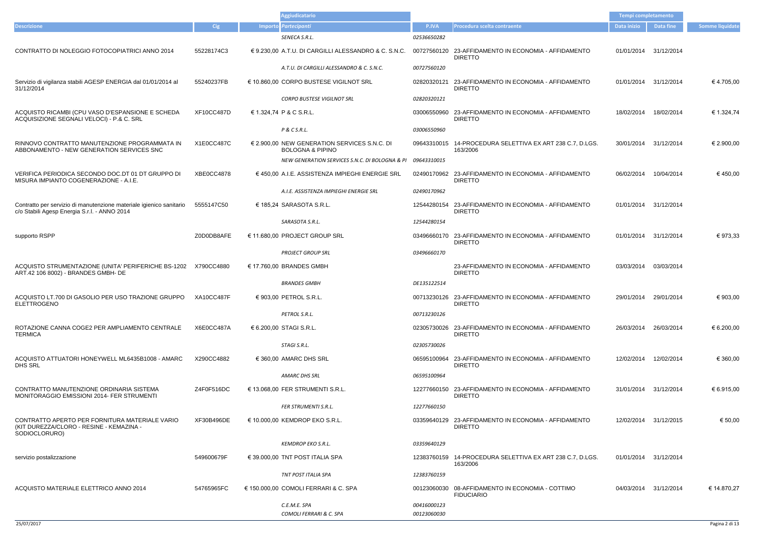| Descrizione | Cig | Importo | Aggiudicatario Partecipanti | P.IVA | Procedura scelta contraente | Tempi completamento Data inizio | Data fine | Somme liquidate |
|---|---|---|---|---|---|---|---|---|
| | | | *SENECA S.R.L.* | *02536650282* | | | | |
| CONTRATTO DI NOLEGGIO FOTOCOPIATRICI ANNO 2014 | 55228174C3 | € 9.230,00 | A.T.U. DI CARGILLI ALESSANDRO & C. S.N.C. | 00727560120 | 23-AFFIDAMENTO IN ECONOMIA - AFFIDAMENTO DIRETTO | 01/01/2014 | 31/12/2014 | |
| | | | *A.T.U. DI CARGILLI ALESSANDRO & C. S.N.C.* | *00727560120* | | | | |
| Servizio di vigilanza stabili AGESP ENERGIA dal 01/01/2014 al 31/12/2014 | 55240237FB | € 10.860,00 | CORPO BUSTESE VIGILNOT SRL | 02820320121 | 23-AFFIDAMENTO IN ECONOMIA - AFFIDAMENTO DIRETTO | 01/01/2014 | 31/12/2014 | € 4.705,00 |
| | | | *CORPO BUSTESE VIGILNOT SRL* | *02820320121* | | | | |
| ACQUISTO RICAMBI (CPU VASO D'ESPANSIONE E SCHEDA ACQUISIZIONE SEGNALI VELOCI) - P.& C. SRL | XF10CC487D | € 1.324,74 | P & C S.R.L. | 03006550960 | 23-AFFIDAMENTO IN ECONOMIA - AFFIDAMENTO DIRETTO | 18/02/2014 | 18/02/2014 | € 1.324,74 |
| | | | *P & C S.R.L.* | *03006550960* | | | | |
| RINNOVO CONTRATTO MANUTENZIONE PROGRAMMATA IN ABBONAMENTO - NEW GENERATION SERVICES SNC | X1E0CC487C | € 2.900,00 | NEW GENERATION SERVICES S.N.C. DI BOLOGNA & PIPINO | 09643310015 | 14-PROCEDURA SELETTIVA EX ART 238 C.7, D.LGS. 163/2006 | 30/01/2014 | 31/12/2014 | € 2.900,00 |
| | | | *NEW GENERATION SERVICES S.N.C. DI BOLOGNA & PI* | *09643310015* | | | | |
| VERIFICA PERIODICA SECONDO DOC.DT 01 DT GRUPPO DI MISURA IMPIANTO COGENERAZIONE - A.I.E. | XBE0CC4878 | € 450,00 | A.I.E. ASSISTENZA IMPIEGHI ENERGIE SRL | 02490170962 | 23-AFFIDAMENTO IN ECONOMIA - AFFIDAMENTO DIRETTO | 06/02/2014 | 10/04/2014 | € 450,00 |
| | | | *A.I.E. ASSISTENZA IMPIEGHI ENERGIE SRL* | *02490170962* | | | | |
| Contratto per servizio di manutenzione materiale igienico sanitario c/o Stabili Agesp Energia S.r.l. - ANNO 2014 | 5555147C50 | € 185,24 | SARASOTA S.R.L. | 12544280154 | 23-AFFIDAMENTO IN ECONOMIA - AFFIDAMENTO DIRETTO | 01/01/2014 | 31/12/2014 | |
| | | | *SARASOTA S.R.L.* | *12544280154* | | | | |
| supporto RSPP | Z0D0DB8AFE | € 11.680,00 | PROJECT GROUP SRL | 03496660170 | 23-AFFIDAMENTO IN ECONOMIA - AFFIDAMENTO DIRETTO | 01/01/2014 | 31/12/2014 | € 973,33 |
| | | | *PROJECT GROUP SRL* | *03496660170* | | | | |
| ACQUISTO STRUMENTAZIONE (UNITA' PERIFERICHE BS-1202 ART.42 106 8002) - BRANDES GMBH- DE | X790CC4880 | € 17.760,00 | BRANDES GMBH | | 23-AFFIDAMENTO IN ECONOMIA - AFFIDAMENTO DIRETTO | 03/03/2014 | 03/03/2014 | |
| | | | *BRANDES GMBH* | *DE135122514* | | | | |
| ACQUISTO LT.700 DI GASOLIO PER USO TRAZIONE GRUPPO ELETTROGENO | XA10CC487F | € 903,00 | PETROL S.R.L. | 00713230126 | 23-AFFIDAMENTO IN ECONOMIA - AFFIDAMENTO DIRETTO | 29/01/2014 | 29/01/2014 | € 903,00 |
| | | | *PETROL S.R.L.* | *00713230126* | | | | |
| ROTAZIONE CANNA COGE2 PER AMPLIAMENTO CENTRALE TERMICA | X6E0CC487A | € 6.200,00 | STAGI S.R.L. | 02305730026 | 23-AFFIDAMENTO IN ECONOMIA - AFFIDAMENTO DIRETTO | 26/03/2014 | 26/03/2014 | € 6.200,00 |
| | | | *STAGI S.R.L.* | *02305730026* | | | | |
| ACQUISTO ATTUATORI HONEYWELL ML6435B1008 - AMARC DHS SRL | X290CC4882 | € 360,00 | AMARC DHS SRL | 06595100964 | 23-AFFIDAMENTO IN ECONOMIA - AFFIDAMENTO DIRETTO | 12/02/2014 | 12/02/2014 | € 360,00 |
| | | | *AMARC DHS SRL* | *06595100964* | | | | |
| CONTRATTO MANUTENZIONE ORDINARIA SISTEMA MONITORAGGIO EMISSIONI 2014- FER STRUMENTI | Z4F0F516DC | € 13.068,00 | FER STRUMENTI S.R.L. | 12277660150 | 23-AFFIDAMENTO IN ECONOMIA - AFFIDAMENTO DIRETTO | 31/01/2014 | 31/12/2014 | € 6.915,00 |
| | | | *FER STRUMENTI S.R.L.* | *12277660150* | | | | |
| CONTRATTO APERTO PER FORNITURA MATERIALE VARIO (KIT DUREZZA/CLORO - RESINE - KEMAZINA - SODIOCLORURO) | XF30B496DE | € 10.000,00 | KEMDROP EKO S.R.L. | 03359640129 | 23-AFFIDAMENTO IN ECONOMIA - AFFIDAMENTO DIRETTO | 12/02/2014 | 31/12/2015 | € 50,00 |
| | | | *KEMDROP EKO S.R.L.* | *03359640129* | | | | |
| servizio postalizzazione | 549600679F | € 39.000,00 | TNT POST ITALIA SPA | 12383760159 | 14-PROCEDURA SELETTIVA EX ART 238 C.7, D.LGS. 163/2006 | 01/01/2014 | 31/12/2014 | |
| | | | *TNT POST ITALIA SPA* | *12383760159* | | | | |
| ACQUISTO MATERIALE ELETTRICO ANNO 2014 | 54765965FC | € 150.000,00 | COMOLI FERRARI & C. SPA | 00123060030 | 08-AFFIDAMENTO IN ECONOMIA - COTTIMO FIDUCIARIO | 04/03/2014 | 31/12/2014 | € 14.870,27 |
| | | | *C.E.M.E. SPA* | *00416000123* | | | | |
| | | | *COMOLI FERRARI & C. SPA* | *00123060030* | | | | |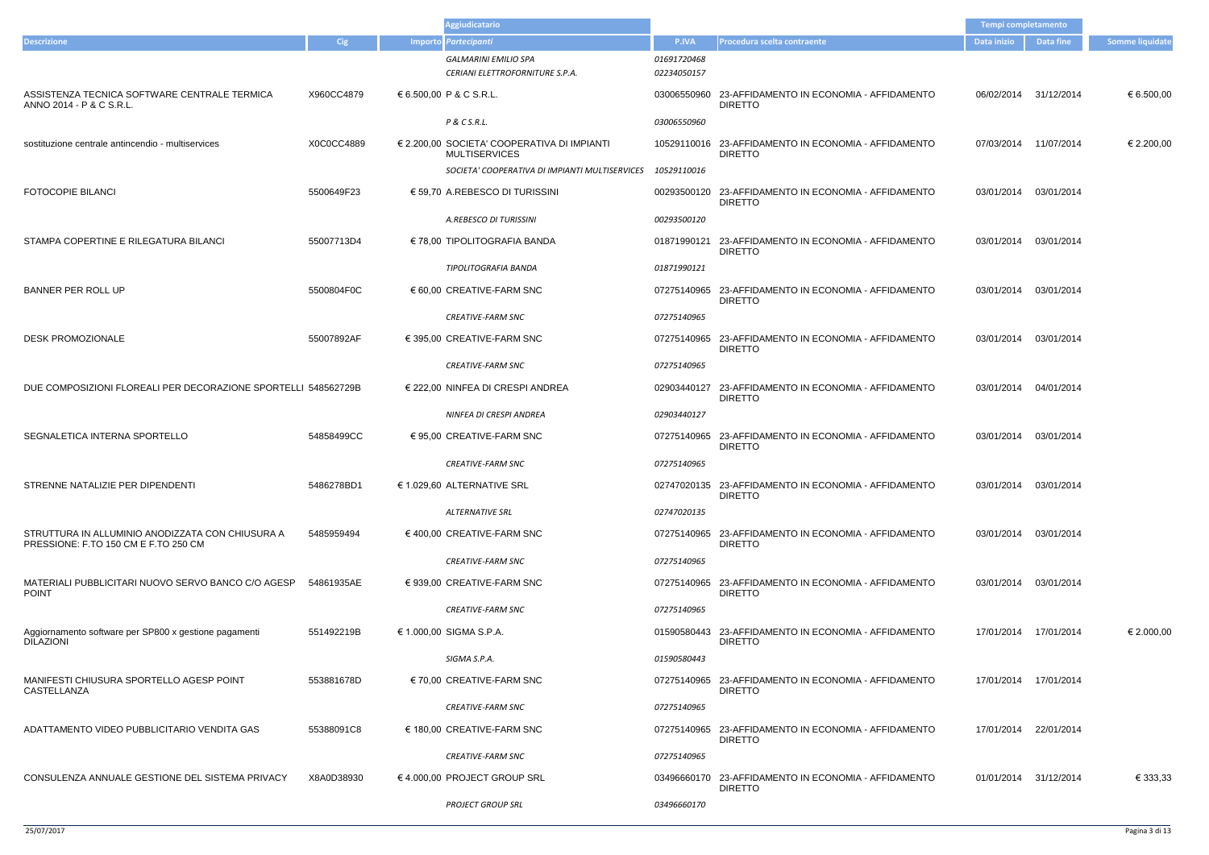| Descrizione | Cig | Importo | Aggiudicatario<br>Partecipanti | P.IVA | Procedura scelta contraente | Tempi completamento<br>Data inizio | Data fine | Somme liquidate |
|---|---|---|---|---|---|---|---|---|
| | | | *GALMARINI EMILIO SPA* | *01691720468* | | | | |
| | | | *CERIANI ELETTROFORNITURE S.P.A.* | *02234050157* | | | | |
| ASSISTENZA TECNICA SOFTWARE CENTRALE TERMICA ANNO 2014 - P & C S.R.L. | X960CC4879 | € 6.500,00 | P & C S.R.L. | 03006550960 | 23-AFFIDAMENTO IN ECONOMIA - AFFIDAMENTO DIRETTO | 06/02/2014 | 31/12/2014 | € 6.500,00 |
| | | | *P & C S.R.L.* | *03006550960* | | | | |
| sostituzione centrale antincendio - multiservices | X0C0CC4889 | € 2.200,00 | SOCIETA' COOPERATIVA DI IMPIANTI MULTISERVICES | 10529110016 | 23-AFFIDAMENTO IN ECONOMIA - AFFIDAMENTO DIRETTO | 07/03/2014 | 11/07/2014 | € 2.200,00 |
| | | | *SOCIETA' COOPERATIVA DI IMPIANTI MULTISERVICES* | *10529110016* | | | | |
| FOTOCOPIE BILANCI | 5500649F23 | € 59,70 | A.REBESCO DI TURISSINI | 00293500120 | 23-AFFIDAMENTO IN ECONOMIA - AFFIDAMENTO DIRETTO | 03/01/2014 | 03/01/2014 | |
| | | | *A.REBESCO DI TURISSINI* | *00293500120* | | | | |
| STAMPA COPERTINE E RILEGATURA BILANCI | 55007713D4 | € 78,00 | TIPOLITOGRAFIA BANDA | 01871990121 | 23-AFFIDAMENTO IN ECONOMIA - AFFIDAMENTO DIRETTO | 03/01/2014 | 03/01/2014 | |
| | | | *TIPOLITOGRAFIA BANDA* | *01871990121* | | | | |
| BANNER PER ROLL UP | 5500804F0C | € 60,00 | CREATIVE-FARM SNC | 07275140965 | 23-AFFIDAMENTO IN ECONOMIA - AFFIDAMENTO DIRETTO | 03/01/2014 | 03/01/2014 | |
| | | | *CREATIVE-FARM SNC* | *07275140965* | | | | |
| DESK PROMOZIONALE | 55007892AF | € 395,00 | CREATIVE-FARM SNC | 07275140965 | 23-AFFIDAMENTO IN ECONOMIA - AFFIDAMENTO DIRETTO | 03/01/2014 | 03/01/2014 | |
| | | | *CREATIVE-FARM SNC* | *07275140965* | | | | |
| DUE COMPOSIZIONI FLOREALI PER DECORAZIONE SPORTELLI | 548562729B | € 222,00 | NINFEA DI CRESPI ANDREA | 02903440127 | 23-AFFIDAMENTO IN ECONOMIA - AFFIDAMENTO DIRETTO | 03/01/2014 | 04/01/2014 | |
| | | | *NINFEA DI CRESPI ANDREA* | *02903440127* | | | | |
| SEGNALETICA INTERNA SPORTELLO | 54858499CC | € 95,00 | CREATIVE-FARM SNC | 07275140965 | 23-AFFIDAMENTO IN ECONOMIA - AFFIDAMENTO DIRETTO | 03/01/2014 | 03/01/2014 | |
| | | | *CREATIVE-FARM SNC* | *07275140965* | | | | |
| STRENNE NATALIZIE PER DIPENDENTI | 5486278BD1 | € 1.029,60 | ALTERNATIVE SRL | 02747020135 | 23-AFFIDAMENTO IN ECONOMIA - AFFIDAMENTO DIRETTO | 03/01/2014 | 03/01/2014 | |
| | | | *ALTERNATIVE SRL* | *02747020135* | | | | |
| STRUTTURA IN ALLUMINIO ANODIZZATA CON CHIUSURA A PRESSIONE: F.TO 150 CM E F.TO 250 CM | 5485959494 | € 400,00 | CREATIVE-FARM SNC | 07275140965 | 23-AFFIDAMENTO IN ECONOMIA - AFFIDAMENTO DIRETTO | 03/01/2014 | 03/01/2014 | |
| | | | *CREATIVE-FARM SNC* | *07275140965* | | | | |
| MATERIALI PUBBLICITARI NUOVO SERVO BANCO C/O AGESP POINT | 54861935AE | € 939,00 | CREATIVE-FARM SNC | 07275140965 | 23-AFFIDAMENTO IN ECONOMIA - AFFIDAMENTO DIRETTO | 03/01/2014 | 03/01/2014 | |
| | | | *CREATIVE-FARM SNC* | *07275140965* | | | | |
| Aggiornamento software per SP800 x gestione pagamenti DILAZIONI | 551492219B | € 1.000,00 | SIGMA S.P.A. | 01590580443 | 23-AFFIDAMENTO IN ECONOMIA - AFFIDAMENTO DIRETTO | 17/01/2014 | 17/01/2014 | € 2.000,00 |
| | | | *SIGMA S.P.A.* | *01590580443* | | | | |
| MANIFESTI CHIUSURA SPORTELLO AGESP POINT CASTELLANZA | 553881678D | € 70,00 | CREATIVE-FARM SNC | 07275140965 | 23-AFFIDAMENTO IN ECONOMIA - AFFIDAMENTO DIRETTO | 17/01/2014 | 17/01/2014 | |
| | | | *CREATIVE-FARM SNC* | *07275140965* | | | | |
| ADATTAMENTO VIDEO PUBBLICITARIO VENDITA GAS | 55388091C8 | € 180,00 | CREATIVE-FARM SNC | 07275140965 | 23-AFFIDAMENTO IN ECONOMIA - AFFIDAMENTO DIRETTO | 17/01/2014 | 22/01/2014 | |
| | | | *CREATIVE-FARM SNC* | *07275140965* | | | | |
| CONSULENZA ANNUALE GESTIONE DEL SISTEMA PRIVACY | X8A0D38930 | € 4.000,00 | PROJECT GROUP SRL | 03496660170 | 23-AFFIDAMENTO IN ECONOMIA - AFFIDAMENTO DIRETTO | 01/01/2014 | 31/12/2014 | € 333,33 |
| | | | *PROJECT GROUP SRL* | *03496660170* | | | | |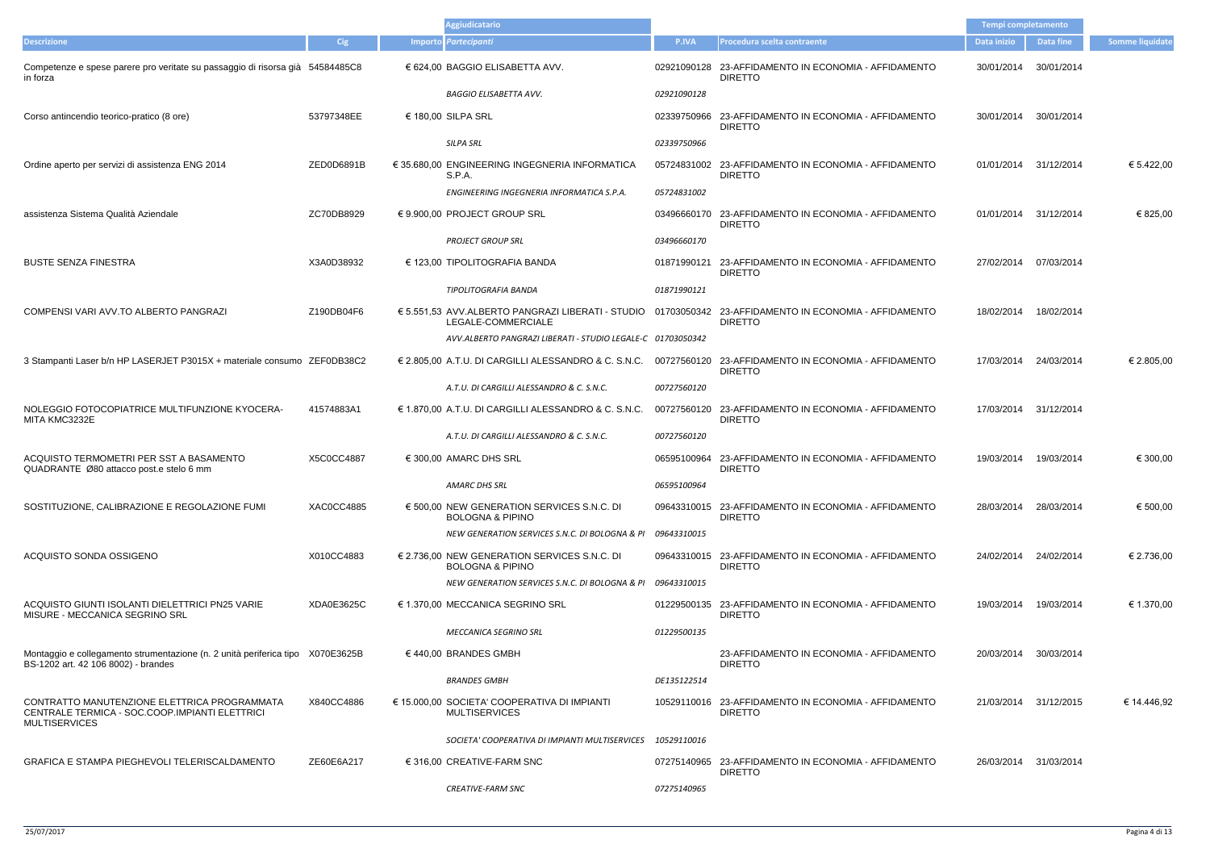| Descrizione | Cig | Importo | Aggiudicatario Partecipanti | P.IVA | Procedura scelta contraente | Tempi completamento Data inizio | Data fine | Somme liquidate |
|---|---|---|---|---|---|---|---|---|
| Competenze e spese parere pro veritate su passaggio di risorsa già in forza | 54584485C8 | € 624,00 | BAGGIO ELISABETTA AVV. | 02921090128 | 23-AFFIDAMENTO IN ECONOMIA - AFFIDAMENTO DIRETTO | 30/01/2014 | 30/01/2014 | |
| | | | *BAGGIO ELISABETTA AVV.* | *02921090128* | | | | |
| Corso antincendio teorico-pratico (8 ore) | 53797348EE | € 180,00 | SILPA SRL | 02339750966 | 23-AFFIDAMENTO IN ECONOMIA - AFFIDAMENTO DIRETTO | 30/01/2014 | 30/01/2014 | |
| | | | *SILPA SRL* | *02339750966* | | | | |
| Ordine aperto per servizi di assistenza ENG 2014 | ZED0D6891B | € 35.680,00 | ENGINEERING INGEGNERIA INFORMATICA S.P.A. | 05724831002 | 23-AFFIDAMENTO IN ECONOMIA - AFFIDAMENTO DIRETTO | 01/01/2014 | 31/12/2014 | € 5.422,00 |
| | | | *ENGINEERING INGEGNERIA INFORMATICA S.P.A.* | *05724831002* | | | | |
| assistenza Sistema Qualità Aziendale | ZC70DB8929 | € 9.900,00 | PROJECT GROUP SRL | 03496660170 | 23-AFFIDAMENTO IN ECONOMIA - AFFIDAMENTO DIRETTO | 01/01/2014 | 31/12/2014 | € 825,00 |
| | | | *PROJECT GROUP SRL* | *03496660170* | | | | |
| BUSTE SENZA FINESTRA | X3A0D38932 | € 123,00 | TIPOLITOGRAFIA BANDA | 01871990121 | 23-AFFIDAMENTO IN ECONOMIA - AFFIDAMENTO DIRETTO | 27/02/2014 | 07/03/2014 | |
| | | | *TIPOLITOGRAFIA BANDA* | *01871990121* | | | | |
| COMPENSI VARI AVV.TO ALBERTO PANGRAZI | Z190DB04F6 | € 5.551,53 | AVV.ALBERTO PANGRAZI LIBERATI - STUDIO LEGALE-COMMERCIALE | 01703050342 | 23-AFFIDAMENTO IN ECONOMIA - AFFIDAMENTO DIRETTO | 18/02/2014 | 18/02/2014 | |
| | | | *AVV.ALBERTO PANGRAZI LIBERATI - STUDIO LEGALE-C* | *01703050342* | | | | |
| 3 Stampanti Laser b/n HP LASERJET P3015X + materiale consumo | ZEF0DB38C2 | € 2.805,00 | A.T.U. DI CARGILLI ALESSANDRO & C. S.N.C. | 00727560120 | 23-AFFIDAMENTO IN ECONOMIA - AFFIDAMENTO DIRETTO | 17/03/2014 | 24/03/2014 | € 2.805,00 |
| | | | *A.T.U. DI CARGILLI ALESSANDRO & C. S.N.C.* | *00727560120* | | | | |
| NOLEGGIO FOTOCOPIATRICE MULTIFUNZIONE KYOCERA-MITA KMC3232E | 41574883A1 | € 1.870,00 | A.T.U. DI CARGILLI ALESSANDRO & C. S.N.C. | 00727560120 | 23-AFFIDAMENTO IN ECONOMIA - AFFIDAMENTO DIRETTO | 17/03/2014 | 31/12/2014 | |
| | | | *A.T.U. DI CARGILLI ALESSANDRO & C. S.N.C.* | *00727560120* | | | | |
| ACQUISTO TERMOMETRI PER SST A BASAMENTO QUADRANTE Ø80 attacco post.e stelo 6 mm | X5C0CC4887 | € 300,00 | AMARC DHS SRL | 06595100964 | 23-AFFIDAMENTO IN ECONOMIA - AFFIDAMENTO DIRETTO | 19/03/2014 | 19/03/2014 | € 300,00 |
| | | | *AMARC DHS SRL* | *06595100964* | | | | |
| SOSTITUZIONE, CALIBRAZIONE E REGOLAZIONE FUMI | XAC0CC4885 | € 500,00 | NEW GENERATION SERVICES S.N.C. DI BOLOGNA & PIPINO | 09643310015 | 23-AFFIDAMENTO IN ECONOMIA - AFFIDAMENTO DIRETTO | 28/03/2014 | 28/03/2014 | € 500,00 |
| | | | *NEW GENERATION SERVICES S.N.C. DI BOLOGNA & PI* | *09643310015* | | | | |
| ACQUISTO SONDA OSSIGENO | X010CC4883 | € 2.736,00 | NEW GENERATION SERVICES S.N.C. DI BOLOGNA & PIPINO | 09643310015 | 23-AFFIDAMENTO IN ECONOMIA - AFFIDAMENTO DIRETTO | 24/02/2014 | 24/02/2014 | € 2.736,00 |
| | | | *NEW GENERATION SERVICES S.N.C. DI BOLOGNA & PI* | *09643310015* | | | | |
| ACQUISTO GIUNTI ISOLANTI DIELETTRICI PN25 VARIE MISURE - MECCANICA SEGRINO SRL | XDA0E3625C | € 1.370,00 | MECCANICA SEGRINO SRL | 01229500135 | 23-AFFIDAMENTO IN ECONOMIA - AFFIDAMENTO DIRETTO | 19/03/2014 | 19/03/2014 | € 1.370,00 |
| | | | *MECCANICA SEGRINO SRL* | *01229500135* | | | | |
| Montaggio e collegamento strumentazione (n. 2 unità periferica tipo BS-1202 art. 42 106 8002) - brandes | X070E3625B | € 440,00 | BRANDES GMBH | | 23-AFFIDAMENTO IN ECONOMIA - AFFIDAMENTO DIRETTO | 20/03/2014 | 30/03/2014 | |
| | | | *BRANDES GMBH* | *DE135122514* | | | | |
| CONTRATTO MANUTENZIONE ELETTRICA PROGRAMMATA CENTRALE TERMICA - SOC.COOP.IMPIANTI ELETTRICI MULTISERVICES | X840CC4886 | € 15.000,00 | SOCIETA' COOPERATIVA DI IMPIANTI MULTISERVICES | 10529110016 | 23-AFFIDAMENTO IN ECONOMIA - AFFIDAMENTO DIRETTO | 21/03/2014 | 31/12/2015 | € 14.446,92 |
| | | | *SOCIETA' COOPERATIVA DI IMPIANTI MULTISERVICES* | *10529110016* | | | | |
| GRAFICA E STAMPA PIEGHEVOLI TELERISCALDAMENTO | ZE60E6A217 | € 316,00 | CREATIVE-FARM SNC | 07275140965 | 23-AFFIDAMENTO IN ECONOMIA - AFFIDAMENTO DIRETTO | 26/03/2014 | 31/03/2014 | |
| | | | *CREATIVE-FARM SNC* | *07275140965* | | | | |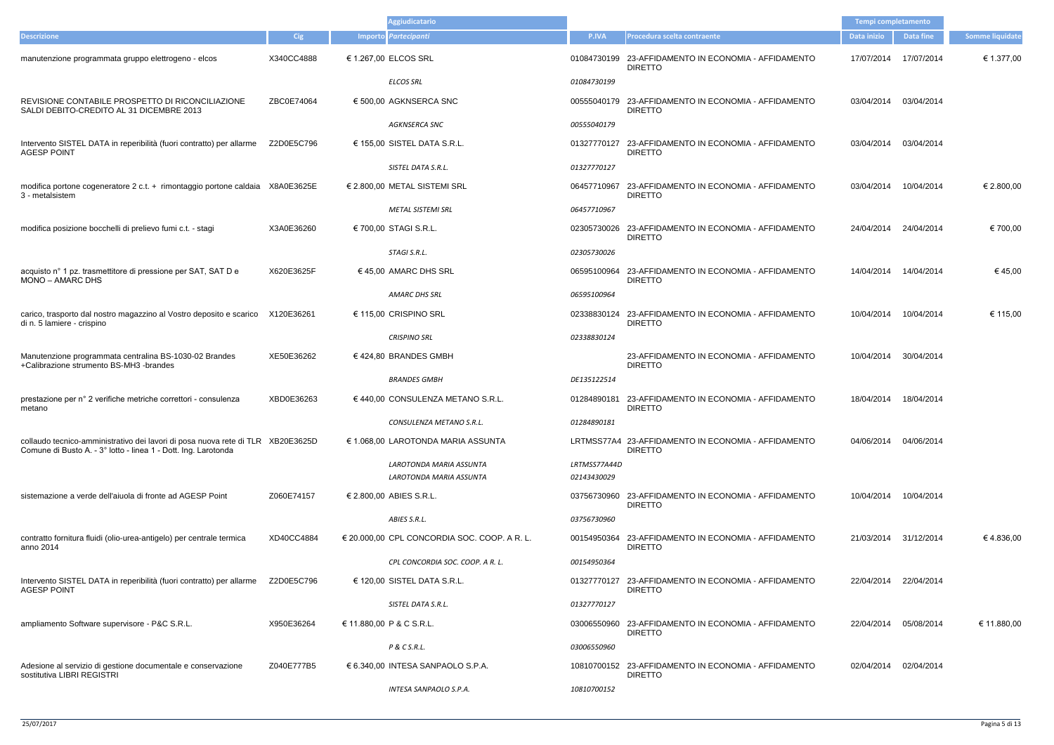| Descrizione | Cig | Importo | Aggiudicatario Partecipanti | P.IVA | Procedura scelta contraente | Tempi completamento Data inizio | Data fine | Somme liquidate |
|---|---|---|---|---|---|---|---|---|
| manutenzione programmata gruppo elettrogeno - elcos | X340CC4888 | € 1.267,00 | ELCOS SRL | 01084730199 | 23-AFFIDAMENTO IN ECONOMIA - AFFIDAMENTO DIRETTO | 17/07/2014 | 17/07/2014 | € 1.377,00 |
| | | | *ELCOS SRL* | *01084730199* | | | | |
| REVISIONE CONTABILE PROSPETTO DI RICONCILIAZIONE SALDI DEBITO-CREDITO AL 31 DICEMBRE 2013 | ZBC0E74064 | € 500,00 | AGKNSERCA SNC | 00555040179 | 23-AFFIDAMENTO IN ECONOMIA - AFFIDAMENTO DIRETTO | 03/04/2014 | 03/04/2014 | |
| | | | *AGKNSERCA SNC* | *00555040179* | | | | |
| Intervento SISTEL DATA in reperibilità (fuori contratto) per allarme AGESP POINT | Z2D0E5C796 | € 155,00 | SISTEL DATA S.R.L. | 01327770127 | 23-AFFIDAMENTO IN ECONOMIA - AFFIDAMENTO DIRETTO | 03/04/2014 | 03/04/2014 | |
| | | | *SISTEL DATA S.R.L.* | *01327770127* | | | | |
| modifica portone cogeneratore 2 c.t. + rimontaggio portone caldaia 3 - metalsistem | X8A0E3625E | € 2.800,00 | METAL SISTEMI SRL | 06457710967 | 23-AFFIDAMENTO IN ECONOMIA - AFFIDAMENTO DIRETTO | 03/04/2014 | 10/04/2014 | € 2.800,00 |
| | | | *METAL SISTEMI SRL* | *06457710967* | | | | |
| modifica posizione bocchelli di prelievo fumi c.t. - stagi | X3A0E36260 | € 700,00 | STAGI S.R.L. | 02305730026 | 23-AFFIDAMENTO IN ECONOMIA - AFFIDAMENTO DIRETTO | 24/04/2014 | 24/04/2014 | € 700,00 |
| | | | *STAGI S.R.L.* | *02305730026* | | | | |
| acquisto n° 1 pz. trasmettitore di pressione per SAT, SAT D e MONO – AMARC DHS | X620E3625F | € 45,00 | AMARC DHS SRL | 06595100964 | 23-AFFIDAMENTO IN ECONOMIA - AFFIDAMENTO DIRETTO | 14/04/2014 | 14/04/2014 | € 45,00 |
| | | | *AMARC DHS SRL* | *06595100964* | | | | |
| carico, trasporto dal nostro magazzino al Vostro deposito e scarico di n. 5 lamiere - crispino | X120E36261 | € 115,00 | CRISPINO SRL | 02338830124 | 23-AFFIDAMENTO IN ECONOMIA - AFFIDAMENTO DIRETTO | 10/04/2014 | 10/04/2014 | € 115,00 |
| | | | *CRISPINO SRL* | *02338830124* | | | | |
| Manutenzione programmata centralina BS-1030-02 Brandes +Calibrazione strumento BS-MH3 -brandes | XE50E36262 | € 424,80 | BRANDES GMBH | | 23-AFFIDAMENTO IN ECONOMIA - AFFIDAMENTO DIRETTO | 10/04/2014 | 30/04/2014 | |
| | | | *BRANDES GMBH* | *DE135122514* | | | | |
| prestazione per n° 2 verifiche metriche correttori - consulenza metano | XBD0E36263 | € 440,00 | CONSULENZA METANO S.R.L. | 01284890181 | 23-AFFIDAMENTO IN ECONOMIA - AFFIDAMENTO DIRETTO | 18/04/2014 | 18/04/2014 | |
| | | | *CONSULENZA METANO S.R.L.* | *01284890181* | | | | |
| collaudo tecnico-amministrativo dei lavori di posa nuova rete di TLR Comune di Busto A. - 3° lotto - linea 1 - Dott. Ing. Larotonda | XB20E3625D | € 1.068,00 | LAROTONDA MARIA ASSUNTA | LRTMSS77A4 | 23-AFFIDAMENTO IN ECONOMIA - AFFIDAMENTO DIRETTO | 04/06/2014 | 04/06/2014 | |
| | | | *LAROTONDA MARIA ASSUNTA* | *LRTMSS77A44D* | | | | |
| | | | *LAROTONDA MARIA ASSUNTA* | *02143430029* | | | | |
| sistemazione a verde dell'aiuola di fronte ad AGESP Point | Z060E74157 | € 2.800,00 | ABIES S.R.L. | 03756730960 | 23-AFFIDAMENTO IN ECONOMIA - AFFIDAMENTO DIRETTO | 10/04/2014 | 10/04/2014 | |
| | | | *ABIES S.R.L.* | *03756730960* | | | | |
| contratto fornitura fluidi (olio-urea-antigelo) per centrale termica anno 2014 | XD40CC4884 | € 20.000,00 | CPL CONCORDIA SOC. COOP. A R. L. | 00154950364 | 23-AFFIDAMENTO IN ECONOMIA - AFFIDAMENTO DIRETTO | 21/03/2014 | 31/12/2014 | € 4.836,00 |
| | | | *CPL CONCORDIA SOC. COOP. A R. L.* | *00154950364* | | | | |
| Intervento SISTEL DATA in reperibilità (fuori contratto) per allarme AGESP POINT | Z2D0E5C796 | € 120,00 | SISTEL DATA S.R.L. | 01327770127 | 23-AFFIDAMENTO IN ECONOMIA - AFFIDAMENTO DIRETTO | 22/04/2014 | 22/04/2014 | |
| | | | *SISTEL DATA S.R.L.* | *01327770127* | | | | |
| ampliamento Software supervisore - P&C S.R.L. | X950E36264 | € 11.880,00 | P & C S.R.L. | 03006550960 | 23-AFFIDAMENTO IN ECONOMIA - AFFIDAMENTO DIRETTO | 22/04/2014 | 05/08/2014 | € 11.880,00 |
| | | | *P & C S.R.L.* | *03006550960* | | | | |
| Adesione al servizio di gestione documentale e conservazione sostitutiva LIBRI REGISTRI | Z040E777B5 | € 6.340,00 | INTESA SANPAOLO S.P.A. | 10810700152 | 23-AFFIDAMENTO IN ECONOMIA - AFFIDAMENTO DIRETTO | 02/04/2014 | 02/04/2014 | |
| | | | *INTESA SANPAOLO S.P.A.* | *10810700152* | | | | |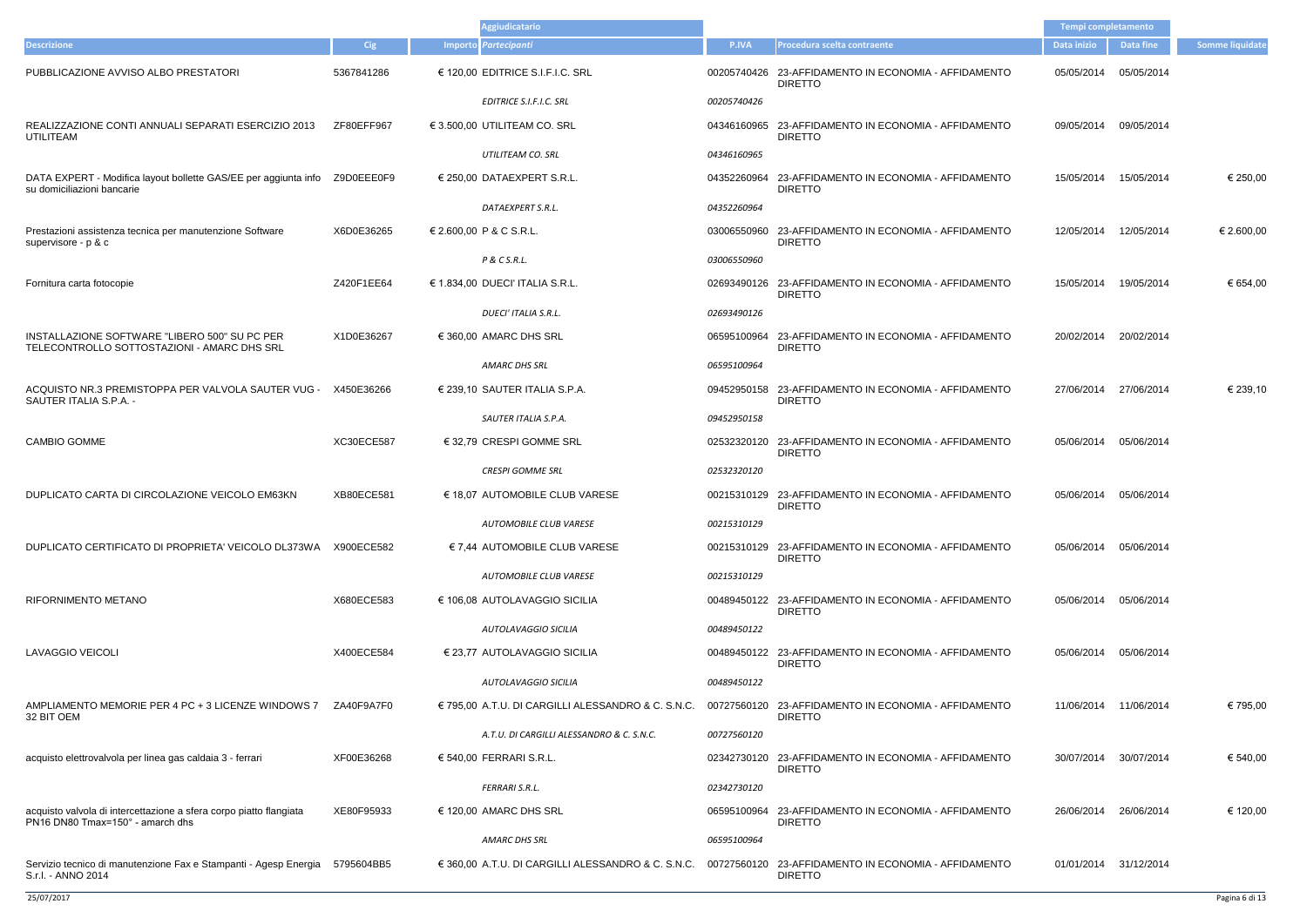| Descrizione | Cig | Importo | Aggiudicatario Partecipanti | P.IVA | Procedura scelta contraente | Tempi completamento Data inizio | Data fine | Somme liquidate |
|---|---|---|---|---|---|---|---|---|
| PUBBLICAZIONE AVVISO ALBO PRESTATORI | 5367841286 | € 120,00 | EDITRICE S.I.F.I.C. SRL | 00205740426 | 23-AFFIDAMENTO IN ECONOMIA - AFFIDAMENTO DIRETTO | 05/05/2014 | 05/05/2014 | |
| | | | *EDITRICE S.I.F.I.C. SRL* | *00205740426* | | | | |
| REALIZZAZIONE CONTI ANNUALI SEPARATI ESERCIZIO 2013 UTILITEAM | ZF80EFF967 | € 3.500,00 | UTILITEAM CO. SRL | 04346160965 | 23-AFFIDAMENTO IN ECONOMIA - AFFIDAMENTO DIRETTO | 09/05/2014 | 09/05/2014 | |
| | | | *UTILITEAM CO. SRL* | *04346160965* | | | | |
| DATA EXPERT - Modifica layout bollette GAS/EE per aggiunta info su domiciliazioni bancarie | Z9D0EEE0F9 | € 250,00 | DATAEXPERT S.R.L. | 04352260964 | 23-AFFIDAMENTO IN ECONOMIA - AFFIDAMENTO DIRETTO | 15/05/2014 | 15/05/2014 | € 250,00 |
| | | | *DATAEXPERT S.R.L.* | *04352260964* | | | | |
| Prestazioni assistenza tecnica per manutenzione Software supervisore - p & c | X6D0E36265 | € 2.600,00 | P & C S.R.L. | 03006550960 | 23-AFFIDAMENTO IN ECONOMIA - AFFIDAMENTO DIRETTO | 12/05/2014 | 12/05/2014 | € 2.600,00 |
| | | | *P & C S.R.L.* | *03006550960* | | | | |
| Fornitura carta fotocopie | Z420F1EE64 | € 1.834,00 | DUECI' ITALIA S.R.L. | 02693490126 | 23-AFFIDAMENTO IN ECONOMIA - AFFIDAMENTO DIRETTO | 15/05/2014 | 19/05/2014 | € 654,00 |
| | | | *DUECI' ITALIA S.R.L.* | *02693490126* | | | | |
| INSTALLAZIONE SOFTWARE "LIBERO 500" SU PC PER TELECONTROLLO SOTTOSTAZIONI - AMARC DHS SRL | X1D0E36267 | € 360,00 | AMARC DHS SRL | 06595100964 | 23-AFFIDAMENTO IN ECONOMIA - AFFIDAMENTO DIRETTO | 20/02/2014 | 20/02/2014 | |
| | | | *AMARC DHS SRL* | *06595100964* | | | | |
| ACQUISTO NR.3 PREMISTOPPA PER VALVOLA SAUTER VUG - SAUTER ITALIA S.P.A. - | X450E36266 | € 239,10 | SAUTER ITALIA S.P.A. | 09452950158 | 23-AFFIDAMENTO IN ECONOMIA - AFFIDAMENTO DIRETTO | 27/06/2014 | 27/06/2014 | € 239,10 |
| | | | *SAUTER ITALIA S.P.A.* | *09452950158* | | | | |
| CAMBIO GOMME | XC30ECE587 | € 32,79 | CRESPI GOMME SRL | 02532320120 | 23-AFFIDAMENTO IN ECONOMIA - AFFIDAMENTO DIRETTO | 05/06/2014 | 05/06/2014 | |
| | | | *CRESPI GOMME SRL* | *02532320120* | | | | |
| DUPLICATO CARTA DI CIRCOLAZIONE VEICOLO EM63KN | XB80ECE581 | € 18,07 | AUTOMOBILE CLUB VARESE | 00215310129 | 23-AFFIDAMENTO IN ECONOMIA - AFFIDAMENTO DIRETTO | 05/06/2014 | 05/06/2014 | |
| | | | *AUTOMOBILE CLUB VARESE* | *00215310129* | | | | |
| DUPLICATO CERTIFICATO DI PROPRIETA' VEICOLO DL373WA | X900ECE582 | € 7,44 | AUTOMOBILE CLUB VARESE | 00215310129 | 23-AFFIDAMENTO IN ECONOMIA - AFFIDAMENTO DIRETTO | 05/06/2014 | 05/06/2014 | |
| | | | *AUTOMOBILE CLUB VARESE* | *00215310129* | | | | |
| RIFORNIMENTO METANO | X680ECE583 | € 106,08 | AUTOLAVAGGIO SICILIA | 00489450122 | 23-AFFIDAMENTO IN ECONOMIA - AFFIDAMENTO DIRETTO | 05/06/2014 | 05/06/2014 | |
| | | | *AUTOLAVAGGIO SICILIA* | *00489450122* | | | | |
| LAVAGGIO VEICOLI | X400ECE584 | € 23,77 | AUTOLAVAGGIO SICILIA | 00489450122 | 23-AFFIDAMENTO IN ECONOMIA - AFFIDAMENTO DIRETTO | 05/06/2014 | 05/06/2014 | |
| | | | *AUTOLAVAGGIO SICILIA* | *00489450122* | | | | |
| AMPLIAMENTO MEMORIE PER 4 PC + 3 LICENZE WINDOWS 7 32 BIT OEM | ZA40F9A7F0 | € 795,00 | A.T.U. DI CARGILLI ALESSANDRO & C. S.N.C. | 00727560120 | 23-AFFIDAMENTO IN ECONOMIA - AFFIDAMENTO DIRETTO | 11/06/2014 | 11/06/2014 | € 795,00 |
| | | | *A.T.U. DI CARGILLI ALESSANDRO & C. S.N.C.* | *00727560120* | | | | |
| acquisto elettrovalvola per linea gas caldaia 3 - ferrari | XF00E36268 | € 540,00 | FERRARI S.R.L. | 02342730120 | 23-AFFIDAMENTO IN ECONOMIA - AFFIDAMENTO DIRETTO | 30/07/2014 | 30/07/2014 | € 540,00 |
| | | | *FERRARI S.R.L.* | *02342730120* | | | | |
| acquisto valvola di intercettazione a sfera corpo piatto flangiata PN16 DN80 Tmax=150° - amarch dhs | XE80F95933 | € 120,00 | AMARC DHS SRL | 06595100964 | 23-AFFIDAMENTO IN ECONOMIA - AFFIDAMENTO DIRETTO | 26/06/2014 | 26/06/2014 | € 120,00 |
| | | | *AMARC DHS SRL* | *06595100964* | | | | |
| Servizio tecnico di manutenzione Fax e Stampanti - Agesp Energia S.r.l. - ANNO 2014 | 5795604BB5 | € 360,00 | A.T.U. DI CARGILLI ALESSANDRO & C. S.N.C. | 00727560120 | 23-AFFIDAMENTO IN ECONOMIA - AFFIDAMENTO DIRETTO | 01/01/2014 | 31/12/2014 | |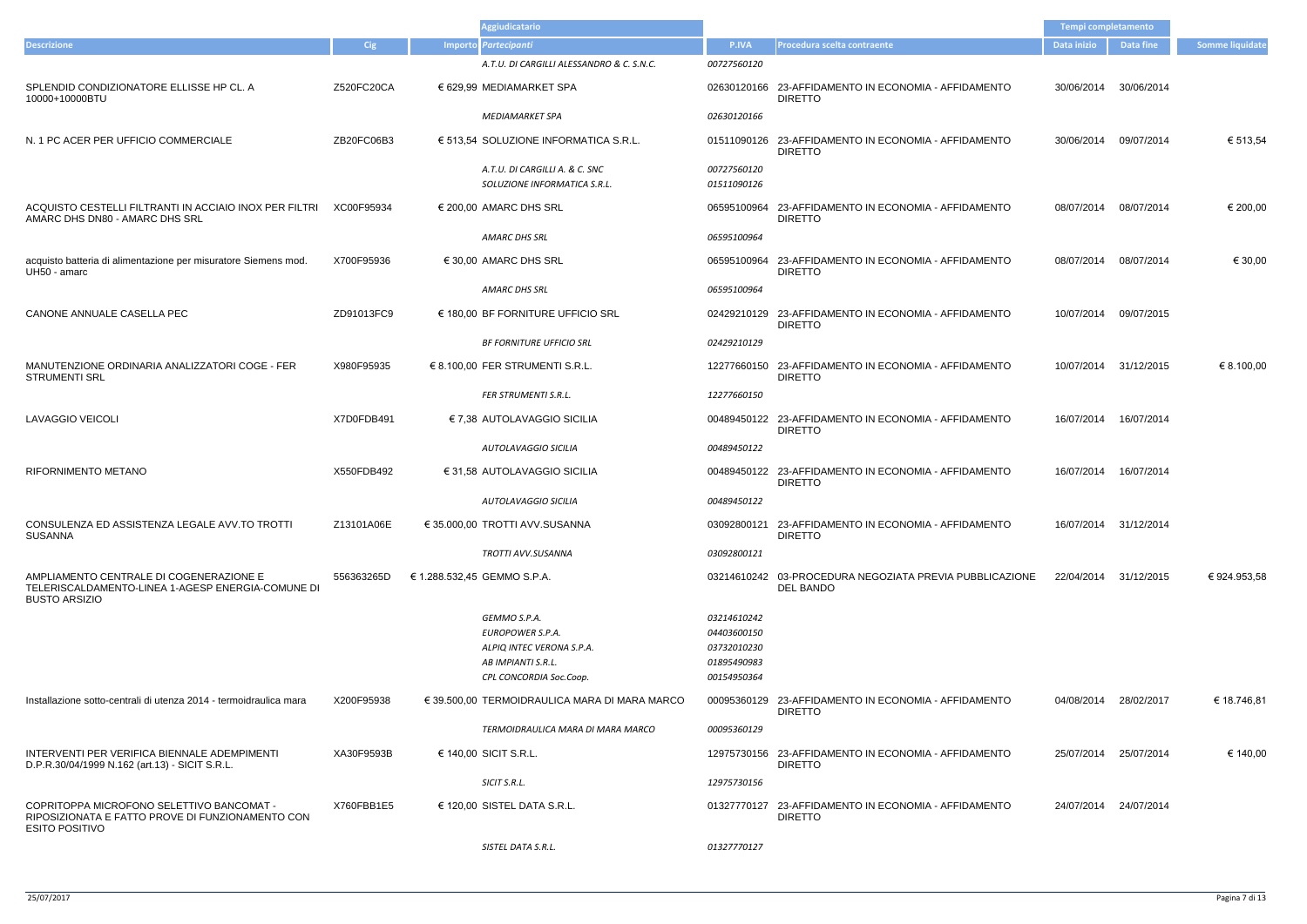| Descrizione | Cig | Importo | Aggiudicatario<br>Partecipanti | P.IVA | Procedura scelta contraente | Tempi completamento<br>Data inizio | Data fine | Somme liquidate |
|---|---|---|---|---|---|---|---|---|
| | | | *A.T.U. DI CARGILLI ALESSANDRO & C. S.N.C.* | *00727560120* | | | | |
| SPLENDID CONDIZIONATORE ELLISSE HP CL. A 10000+10000BTU | Z520FC20CA | € 629,99 | MEDIAMARKET SPA | 02630120166 | 23-AFFIDAMENTO IN ECONOMIA - AFFIDAMENTO DIRETTO | 30/06/2014 | 30/06/2014 | |
| | | | *MEDIAMARKET SPA* | *02630120166* | | | | |
| N. 1 PC ACER PER UFFICIO COMMERCIALE | ZB20FC06B3 | € 513,54 | SOLUZIONE INFORMATICA S.R.L. | 01511090126 | 23-AFFIDAMENTO IN ECONOMIA - AFFIDAMENTO DIRETTO | 30/06/2014 | 09/07/2014 | € 513,54 |
| | | | *A.T.U. DI CARGILLI A. & C. SNC* | *00727560120* | | | | |
| | | | *SOLUZIONE INFORMATICA S.R.L.* | *01511090126* | | | | |
| ACQUISTO CESTELLI FILTRANTI IN ACCIAIO INOX PER FILTRI AMARC DHS DN80 - AMARC DHS SRL | XC00F95934 | € 200,00 | AMARC DHS SRL | 06595100964 | 23-AFFIDAMENTO IN ECONOMIA - AFFIDAMENTO DIRETTO | 08/07/2014 | 08/07/2014 | € 200,00 |
| | | | *AMARC DHS SRL* | *06595100964* | | | | |
| acquisto batteria di alimentazione per misuratore Siemens mod. UH50 - amarc | X700F95936 | € 30,00 | AMARC DHS SRL | 06595100964 | 23-AFFIDAMENTO IN ECONOMIA - AFFIDAMENTO DIRETTO | 08/07/2014 | 08/07/2014 | € 30,00 |
| | | | *AMARC DHS SRL* | *06595100964* | | | | |
| CANONE ANNUALE CASELLA PEC | ZD91013FC9 | € 180,00 | BF FORNITURE UFFICIO SRL | 02429210129 | 23-AFFIDAMENTO IN ECONOMIA - AFFIDAMENTO DIRETTO | 10/07/2014 | 09/07/2015 | |
| | | | *BF FORNITURE UFFICIO SRL* | *02429210129* | | | | |
| MANUTENZIONE ORDINARIA ANALIZZATORI COGE - FER STRUMENTI SRL | X980F95935 | € 8.100,00 | FER STRUMENTI S.R.L. | 12277660150 | 23-AFFIDAMENTO IN ECONOMIA - AFFIDAMENTO DIRETTO | 10/07/2014 | 31/12/2015 | € 8.100,00 |
| | | | *FER STRUMENTI S.R.L.* | *12277660150* | | | | |
| LAVAGGIO VEICOLI | X7D0FDB491 | € 7,38 | AUTOLAVAGGIO SICILIA | 00489450122 | 23-AFFIDAMENTO IN ECONOMIA - AFFIDAMENTO DIRETTO | 16/07/2014 | 16/07/2014 | |
| | | | *AUTOLAVAGGIO SICILIA* | *00489450122* | | | | |
| RIFORNIMENTO METANO | X550FDB492 | € 31,58 | AUTOLAVAGGIO SICILIA | 00489450122 | 23-AFFIDAMENTO IN ECONOMIA - AFFIDAMENTO DIRETTO | 16/07/2014 | 16/07/2014 | |
| | | | *AUTOLAVAGGIO SICILIA* | *00489450122* | | | | |
| CONSULENZA ED ASSISTENZA LEGALE AVV.TO TROTTI SUSANNA | Z13101A06E | € 35.000,00 | TROTTI AVV.SUSANNA | 03092800121 | 23-AFFIDAMENTO IN ECONOMIA - AFFIDAMENTO DIRETTO | 16/07/2014 | 31/12/2014 | |
| | | | *TROTTI AVV.SUSANNA* | *03092800121* | | | | |
| AMPLIAMENTO CENTRALE DI COGENERAZIONE E TELERISCALDAMENTO-LINEA 1-AGESP ENERGIA-COMUNE DI BUSTO ARSIZIO | 556363265D | € 1.288.532,45 | GEMMO S.P.A. | 03214610242 | 03-PROCEDURA NEGOZIATA PREVIA PUBBLICAZIONE DEL BANDO | 22/04/2014 | 31/12/2015 | € 924.953,58 |
| | | | *GEMMO S.P.A.* | *03214610242* | | | | |
| | | | *EUROPOWER S.P.A.* | *04403600150* | | | | |
| | | | *ALPIQ INTEC VERONA S.P.A.* | *03732010230* | | | | |
| | | | *AB IMPIANTI S.R.L.* | *01895490983* | | | | |
| | | | *CPL CONCORDIA Soc.Coop.* | *00154950364* | | | | |
| Installazione sotto-centrali di utenza 2014 - termoidraulica mara | X200F95938 | € 39.500,00 | TERMOIDRAULICA MARA DI MARA MARCO | 00095360129 | 23-AFFIDAMENTO IN ECONOMIA - AFFIDAMENTO DIRETTO | 04/08/2014 | 28/02/2017 | € 18.746,81 |
| | | | *TERMOIDRAULICA MARA DI MARA MARCO* | *00095360129* | | | | |
| INTERVENTI PER VERIFICA BIENNALE ADEMPIMENTI D.P.R.30/04/1999 N.162 (art.13) - SICIT S.R.L. | XA30F9593B | € 140,00 | SICIT S.R.L. | 12975730156 | 23-AFFIDAMENTO IN ECONOMIA - AFFIDAMENTO DIRETTO | 25/07/2014 | 25/07/2014 | € 140,00 |
| | | | *SICIT S.R.L.* | *12975730156* | | | | |
| COPRITOPPA MICROFONO SELETTIVO BANCOMAT - RIPOSIZIONATA E FATTO PROVE DI FUNZIONAMENTO CON ESITO POSITIVO | X760FBB1E5 | € 120,00 | SISTEL DATA S.R.L. | 01327770127 | 23-AFFIDAMENTO IN ECONOMIA - AFFIDAMENTO DIRETTO | 24/07/2014 | 24/07/2014 | |
| | | | *SISTEL DATA S.R.L.* | *01327770127* | | | | |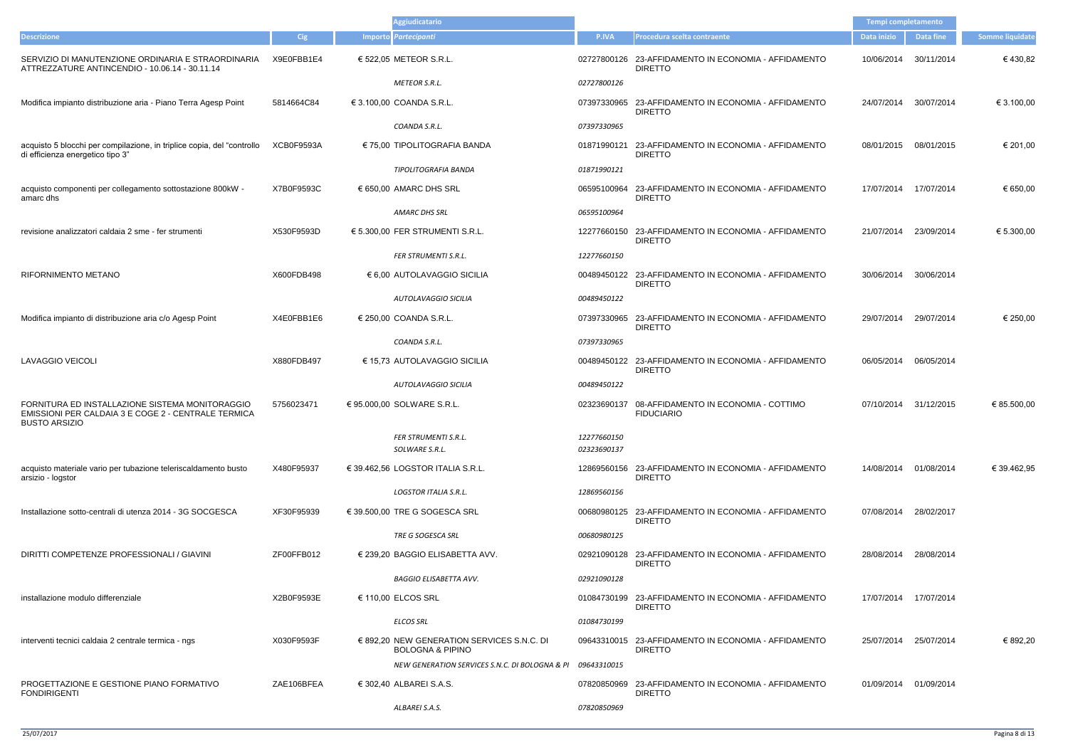| Descrizione | Cig | Aggiudicatario Importo | Partecipanti | P.IVA | Procedura scelta contraente | Tempi completamento Data inizio | Data fine | Somme liquidate |
|---|---|---|---|---|---|---|---|---|
| SERVIZIO DI MANUTENZIONE ORDINARIA E STRAORDINARIA ATTREZZATURE ANTINCENDIO - 10.06.14 - 30.11.14 | X9E0FBB1E4 | € 522,05 | METEOR S.R.L. | 02727800126 | 23-AFFIDAMENTO IN ECONOMIA - AFFIDAMENTO DIRETTO | 10/06/2014 | 30/11/2014 | € 430,82 |
| | | | *METEOR S.R.L.* | *02727800126* | | | | |
| Modifica impianto distribuzione aria - Piano Terra Agesp Point | 5814664C84 | € 3.100,00 | COANDA S.R.L. | 07397330965 | 23-AFFIDAMENTO IN ECONOMIA - AFFIDAMENTO DIRETTO | 24/07/2014 | 30/07/2014 | € 3.100,00 |
| | | | *COANDA S.R.L.* | *07397330965* | | | | |
| acquisto 5 blocchi per compilazione, in triplice copia, del "controllo di efficienza energetico tipo 3" | XCB0F9593A | € 75,00 | TIPOLITOGRAFIA BANDA | 01871990121 | 23-AFFIDAMENTO IN ECONOMIA - AFFIDAMENTO DIRETTO | 08/01/2015 | 08/01/2015 | € 201,00 |
| | | | *TIPOLITOGRAFIA BANDA* | *01871990121* | | | | |
| acquisto componenti per collegamento sottostazione 800kW - amarc dhs | X7B0F9593C | € 650,00 | AMARC DHS SRL | 06595100964 | 23-AFFIDAMENTO IN ECONOMIA - AFFIDAMENTO DIRETTO | 17/07/2014 | 17/07/2014 | € 650,00 |
| | | | *AMARC DHS SRL* | *06595100964* | | | | |
| revisione analizzatori caldaia 2 sme - fer strumenti | X530F9593D | € 5.300,00 | FER STRUMENTI S.R.L. | 12277660150 | 23-AFFIDAMENTO IN ECONOMIA - AFFIDAMENTO DIRETTO | 21/07/2014 | 23/09/2014 | € 5.300,00 |
| | | | *FER STRUMENTI S.R.L.* | *12277660150* | | | | |
| RIFORNIMENTO METANO | X600FDB498 | € 6,00 | AUTOLAVAGGIO SICILIA | 00489450122 | 23-AFFIDAMENTO IN ECONOMIA - AFFIDAMENTO DIRETTO | 30/06/2014 | 30/06/2014 | |
| | | | *AUTOLAVAGGIO SICILIA* | *00489450122* | | | | |
| Modifica impianto di distribuzione aria c/o Agesp Point | X4E0FBB1E6 | € 250,00 | COANDA S.R.L. | 07397330965 | 23-AFFIDAMENTO IN ECONOMIA - AFFIDAMENTO DIRETTO | 29/07/2014 | 29/07/2014 | € 250,00 |
| | | | *COANDA S.R.L.* | *07397330965* | | | | |
| LAVAGGIO VEICOLI | X880FDB497 | € 15,73 | AUTOLAVAGGIO SICILIA | 00489450122 | 23-AFFIDAMENTO IN ECONOMIA - AFFIDAMENTO DIRETTO | 06/05/2014 | 06/05/2014 | |
| | | | *AUTOLAVAGGIO SICILIA* | *00489450122* | | | | |
| FORNITURA ED INSTALLAZIONE SISTEMA MONITORAGGIO EMISSIONI PER CALDAIA 3 E COGE 2 - CENTRALE TERMICA BUSTO ARSIZIO | 5756023471 | € 95.000,00 | SOLWARE S.R.L. | 02323690137 | 08-AFFIDAMENTO IN ECONOMIA - COTTIMO FIDUCIARIO | 07/10/2014 | 31/12/2015 | € 85.500,00 |
| | | | *FER STRUMENTI S.R.L.* | *12277660150* | | | | |
| | | | *SOLWARE S.R.L.* | *02323690137* | | | | |
| acquisto materiale vario per tubazione teleriscaldamento busto arsizio - logstor | X480F95937 | € 39.462,56 | LOGSTOR ITALIA S.R.L. | 12869560156 | 23-AFFIDAMENTO IN ECONOMIA - AFFIDAMENTO DIRETTO | 14/08/2014 | 01/08/2014 | € 39.462,95 |
| | | | *LOGSTOR ITALIA S.R.L.* | *12869560156* | | | | |
| Installazione sotto-centrali di utenza 2014 - 3G SOCGESCA | XF30F95939 | € 39.500,00 | TRE G SOGESCA SRL | 00680980125 | 23-AFFIDAMENTO IN ECONOMIA - AFFIDAMENTO DIRETTO | 07/08/2014 | 28/02/2017 | |
| | | | *TRE G SOGESCA SRL* | *00680980125* | | | | |
| DIRITTI COMPETENZE PROFESSIONALI / GIAVINI | ZF00FFB012 | € 239,20 | BAGGIO ELISABETTA AVV. | 02921090128 | 23-AFFIDAMENTO IN ECONOMIA - AFFIDAMENTO DIRETTO | 28/08/2014 | 28/08/2014 | |
| | | | *BAGGIO ELISABETTA AVV.* | *02921090128* | | | | |
| installazione modulo differenziale | X2B0F9593E | € 110,00 | ELCOS SRL | 01084730199 | 23-AFFIDAMENTO IN ECONOMIA - AFFIDAMENTO DIRETTO | 17/07/2014 | 17/07/2014 | |
| | | | *ELCOS SRL* | *01084730199* | | | | |
| interventi tecnici caldaia 2 centrale termica - ngs | X030F9593F | € 892,20 | NEW GENERATION SERVICES S.N.C. DI BOLOGNA & PIPINO | 09643310015 | 23-AFFIDAMENTO IN ECONOMIA - AFFIDAMENTO DIRETTO | 25/07/2014 | 25/07/2014 | € 892,20 |
| | | | *NEW GENERATION SERVICES S.N.C. DI BOLOGNA & PI* | *09643310015* | | | | |
| PROGETTAZIONE E GESTIONE PIANO FORMATIVO FONDIRIGENTI | ZAE106BFEA | € 302,40 | ALBAREI S.A.S. | 07820850969 | 23-AFFIDAMENTO IN ECONOMIA - AFFIDAMENTO DIRETTO | 01/09/2014 | 01/09/2014 | |
| | | | *ALBAREI S.A.S.* | *07820850969* | | | | |

25/07/2017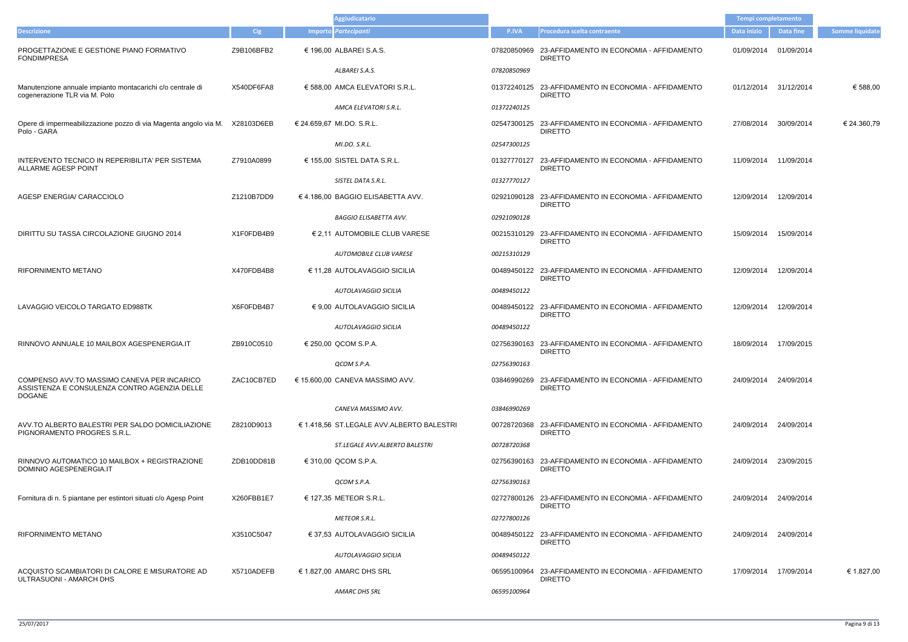| Descrizione | Cig | Importo | Aggiudicatario<br>Partecipanti | P.IVA | Procedura scelta contraente | Tempi completamento<br>Data inizio | Data fine | Somme liquidate |
|---|---|---|---|---|---|---|---|---|
| PROGETTAZIONE E GESTIONE PIANO FORMATIVO FONDIMPRESA | Z9B106BFB2 | € 196,00 | ALBAREI S.A.S. | 07820850969 | 23-AFFIDAMENTO IN ECONOMIA - AFFIDAMENTO DIRETTO | 01/09/2014 | 01/09/2014 | |
| | | | *ALBAREI S.A.S.* | *07820850969* | | | | |
| Manutenzione annuale impianto montacarichi c/o centrale di cogenerazione TLR via M. Polo | X540DF6FA8 | € 588,00 | AMCA ELEVATORI S.R.L. | 01372240125 | 23-AFFIDAMENTO IN ECONOMIA - AFFIDAMENTO DIRETTO | 01/12/2014 | 31/12/2014 | € 588,00 |
| | | | *AMCA ELEVATORI S.R.L.* | *01372240125* | | | | |
| Opere di impermeabilizzazione pozzo di via Magenta angolo via M. Polo - GARA | X28103D6EB | € 24.659,67 | MI.DO. S.R.L. | 02547300125 | 23-AFFIDAMENTO IN ECONOMIA - AFFIDAMENTO DIRETTO | 27/08/2014 | 30/09/2014 | € 24.360,79 |
| | | | *MI.DO. S.R.L.* | *02547300125* | | | | |
| INTERVENTO TECNICO IN REPERIBILITA' PER SISTEMA ALLARME AGESP POINT | Z7910A0899 | € 155,00 | SISTEL DATA S.R.L. | 01327770127 | 23-AFFIDAMENTO IN ECONOMIA - AFFIDAMENTO DIRETTO | 11/09/2014 | 11/09/2014 | |
| | | | *SISTEL DATA S.R.L.* | *01327770127* | | | | |
| AGESP ENERGIA/ CARACCIOLO | Z1210B7DD9 | € 4.186,00 | BAGGIO ELISABETTA AVV. | 02921090128 | 23-AFFIDAMENTO IN ECONOMIA - AFFIDAMENTO DIRETTO | 12/09/2014 | 12/09/2014 | |
| | | | *BAGGIO ELISABETTA AVV.* | *02921090128* | | | | |
| DIRITTU SU TASSA CIRCOLAZIONE GIUGNO 2014 | X1F0FDB4B9 | € 2,11 | AUTOMOBILE CLUB VARESE | 00215310129 | 23-AFFIDAMENTO IN ECONOMIA - AFFIDAMENTO DIRETTO | 15/09/2014 | 15/09/2014 | |
| | | | *AUTOMOBILE CLUB VARESE* | *00215310129* | | | | |
| RIFORNIMENTO METANO | X470FDB4B8 | € 11,28 | AUTOLAVAGGIO SICILIA | 00489450122 | 23-AFFIDAMENTO IN ECONOMIA - AFFIDAMENTO DIRETTO | 12/09/2014 | 12/09/2014 | |
| | | | *AUTOLAVAGGIO SICILIA* | *00489450122* | | | | |
| LAVAGGIO VEICOLO TARGATO ED988TK | X6F0FDB4B7 | € 9,00 | AUTOLAVAGGIO SICILIA | 00489450122 | 23-AFFIDAMENTO IN ECONOMIA - AFFIDAMENTO DIRETTO | 12/09/2014 | 12/09/2014 | |
| | | | *AUTOLAVAGGIO SICILIA* | *00489450122* | | | | |
| RINNOVO ANNUALE 10 MAILBOX AGESPENERGIA.IT | ZB910C0510 | € 250,00 | QCOM S.P.A. | 02756390163 | 23-AFFIDAMENTO IN ECONOMIA - AFFIDAMENTO DIRETTO | 18/09/2014 | 17/09/2015 | |
| | | | *QCOM S.P.A.* | *02756390163* | | | | |
| COMPENSO AVV.TO MASSIMO CANEVA PER INCARICO ASSISTENZA E CONSULENZA CONTRO AGENZIA DELLE DOGANE | ZAC10CB7ED | € 15.600,00 | CANEVA MASSIMO AVV. | 03846990269 | 23-AFFIDAMENTO IN ECONOMIA - AFFIDAMENTO DIRETTO | 24/09/2014 | 24/09/2014 | |
| | | | *CANEVA MASSIMO AVV.* | *03846990269* | | | | |
| AVV.TO ALBERTO BALESTRI PER SALDO DOMICILIAZIONE PIGNORAMENTO PROGRES S.R.L. | Z8210D9013 | € 1.418,56 | ST.LEGALE AVV.ALBERTO BALESTRI | 00728720368 | 23-AFFIDAMENTO IN ECONOMIA - AFFIDAMENTO DIRETTO | 24/09/2014 | 24/09/2014 | |
| | | | *ST.LEGALE AVV.ALBERTO BALESTRI* | *00728720368* | | | | |
| RINNOVO AUTOMATICO 10 MAILBOX + REGISTRAZIONE DOMINIO AGESPENERGIA.IT | ZDB10DD81B | € 310,00 | QCOM S.P.A. | 02756390163 | 23-AFFIDAMENTO IN ECONOMIA - AFFIDAMENTO DIRETTO | 24/09/2014 | 23/09/2015 | |
| | | | *QCOM S.P.A.* | *02756390163* | | | | |
| Fornitura di n. 5 piantane per estintori situati c/o Agesp Point | X260FBB1E7 | € 127,35 | METEOR S.R.L. | 02727800126 | 23-AFFIDAMENTO IN ECONOMIA - AFFIDAMENTO DIRETTO | 24/09/2014 | 24/09/2014 | |
| | | | *METEOR S.R.L.* | *02727800126* | | | | |
| RIFORNIMENTO METANO | X3510C5047 | € 37,53 | AUTOLAVAGGIO SICILIA | 00489450122 | 23-AFFIDAMENTO IN ECONOMIA - AFFIDAMENTO DIRETTO | 24/09/2014 | 24/09/2014 | |
| | | | *AUTOLAVAGGIO SICILIA* | *00489450122* | | | | |
| ACQUISTO SCAMBIATORI DI CALORE E MISURATORE AD ULTRASUONI - AMARCH DHS | X5710ADEFB | € 1.827,00 | AMARC DHS SRL | 06595100964 | 23-AFFIDAMENTO IN ECONOMIA - AFFIDAMENTO DIRETTO | 17/09/2014 | 17/09/2014 | € 1.827,00 |
| | | | *AMARC DHS SRL* | *06595100964* | | | | |

25/07/2017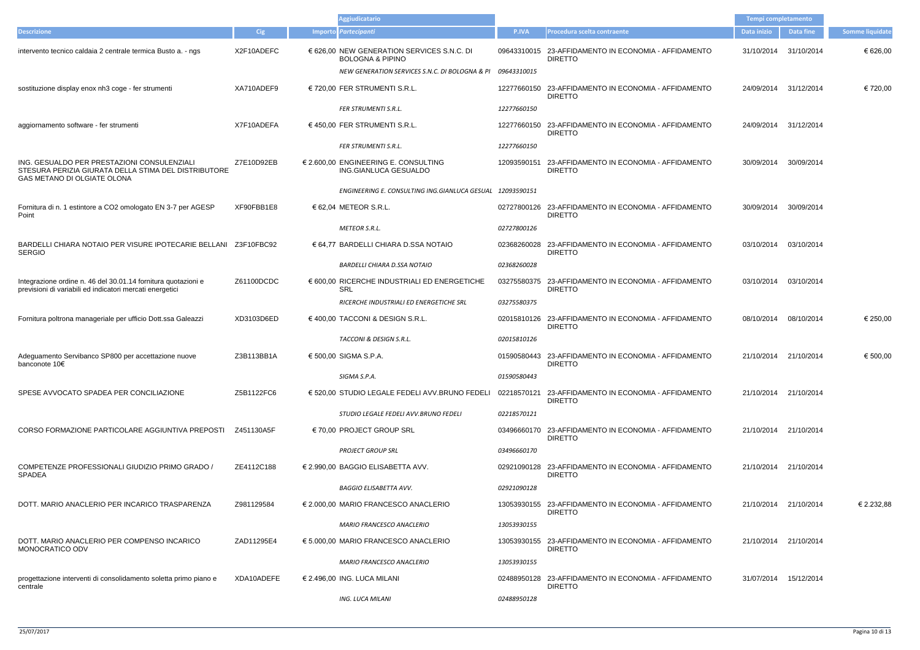| Descrizione | Cig | Importo | Aggiudicatario Partecipanti | P.IVA | Procedura scelta contraente | Tempi completamento Data inizio | Data fine | Somme liquidate |
|---|---|---|---|---|---|---|---|---|
| intervento tecnico caldaia 2 centrale termica Busto a. - ngs | X2F10ADEFC | € 626,00 | NEW GENERATION SERVICES S.N.C. DI BOLOGNA & PIPINO | 09643310015 | 23-AFFIDAMENTO IN ECONOMIA - AFFIDAMENTO DIRETTO | 31/10/2014 | 31/10/2014 | € 626,00 |
| | | | *NEW GENERATION SERVICES S.N.C. DI BOLOGNA & PI* | *09643310015* | | | | |
| sostituzione display enox nh3 coge - fer strumenti | XA710ADEF9 | € 720,00 | FER STRUMENTI S.R.L. | 12277660150 | 23-AFFIDAMENTO IN ECONOMIA - AFFIDAMENTO DIRETTO | 24/09/2014 | 31/12/2014 | € 720,00 |
| | | | *FER STRUMENTI S.R.L.* | *12277660150* | | | | |
| aggiornamento software - fer strumenti | X7F10ADEFA | € 450,00 | FER STRUMENTI S.R.L. | 12277660150 | 23-AFFIDAMENTO IN ECONOMIA - AFFIDAMENTO DIRETTO | 24/09/2014 | 31/12/2014 | |
| | | | *FER STRUMENTI S.R.L.* | *12277660150* | | | | |
| ING. GESUALDO PER PRESTAZIONI CONSULENZIALI STESURA PERIZIA GIURATA DELLA STIMA DEL DISTRIBUTORE GAS METANO DI OLGIATE OLONA | Z7E10D92EB | € 2.600,00 | ENGINEERING E. CONSULTING ING.GIANLUCA GESUALDO | 12093590151 | 23-AFFIDAMENTO IN ECONOMIA - AFFIDAMENTO DIRETTO | 30/09/2014 | 30/09/2014 | |
| | | | *ENGINEERING E. CONSULTING ING.GIANLUCA GESUAL* | *12093590151* | | | | |
| Fornitura di n. 1 estintore a CO2 omologato EN 3-7 per AGESP Point | XF90FBB1E8 | € 62,04 | METEOR S.R.L. | 02727800126 | 23-AFFIDAMENTO IN ECONOMIA - AFFIDAMENTO DIRETTO | 30/09/2014 | 30/09/2014 | |
| | | | *METEOR S.R.L.* | *02727800126* | | | | |
| BARDELLI CHIARA NOTAIO PER VISURE IPOTECARIE BELLANI SERGIO | Z3F10FBC92 | € 64,77 | BARDELLI CHIARA D.SSA NOTAIO | 02368260028 | 23-AFFIDAMENTO IN ECONOMIA - AFFIDAMENTO DIRETTO | 03/10/2014 | 03/10/2014 | |
| | | | *BARDELLI CHIARA D.SSA NOTAIO* | *02368260028* | | | | |
| Integrazione ordine n. 46 del 30.01.14 fornitura quotazioni e previsioni di variabili ed indicatori mercati energetici | Z61100DCDC | € 600,00 | RICERCHE INDUSTRIALI ED ENERGETICHE SRL | 03275580375 | 23-AFFIDAMENTO IN ECONOMIA - AFFIDAMENTO DIRETTO | 03/10/2014 | 03/10/2014 | |
| | | | *RICERCHE INDUSTRIALI ED ENERGETICHE SRL* | *03275580375* | | | | |
| Fornitura poltrona manageriale per ufficio Dott.ssa Galeazzi | XD3103D6ED | € 400,00 | TACCONI & DESIGN S.R.L. | 02015810126 | 23-AFFIDAMENTO IN ECONOMIA - AFFIDAMENTO DIRETTO | 08/10/2014 | 08/10/2014 | € 250,00 |
| | | | *TACCONI & DESIGN S.R.L.* | *02015810126* | | | | |
| Adeguamento Servibanco SP800 per accettazione nuove banconote 10€ | Z3B113BB1A | € 500,00 | SIGMA S.P.A. | 01590580443 | 23-AFFIDAMENTO IN ECONOMIA - AFFIDAMENTO DIRETTO | 21/10/2014 | 21/10/2014 | € 500,00 |
| | | | *SIGMA S.P.A.* | *01590580443* | | | | |
| SPESE AVVOCATO SPADEA PER CONCILIAZIONE | Z5B1122FC6 | € 520,00 | STUDIO LEGALE FEDELI AVV.BRUNO FEDELI | 02218570121 | 23-AFFIDAMENTO IN ECONOMIA - AFFIDAMENTO DIRETTO | 21/10/2014 | 21/10/2014 | |
| | | | *STUDIO LEGALE FEDELI AVV.BRUNO FEDELI* | *02218570121* | | | | |
| CORSO FORMAZIONE PARTICOLARE AGGIUNTIVA PREPOSTI | Z451130A5F | € 70,00 | PROJECT GROUP SRL | 03496660170 | 23-AFFIDAMENTO IN ECONOMIA - AFFIDAMENTO DIRETTO | 21/10/2014 | 21/10/2014 | |
| | | | *PROJECT GROUP SRL* | *03496660170* | | | | |
| COMPETENZE PROFESSIONALI GIUDIZIO PRIMO GRADO / SPADEA | ZE4112C188 | € 2.990,00 | BAGGIO ELISABETTA AVV. | 02921090128 | 23-AFFIDAMENTO IN ECONOMIA - AFFIDAMENTO DIRETTO | 21/10/2014 | 21/10/2014 | |
| | | | *BAGGIO ELISABETTA AVV.* | *02921090128* | | | | |
| DOTT. MARIO ANACLERIO PER INCARICO TRASPARENZA | Z981129584 | € 2.000,00 | MARIO FRANCESCO ANACLERIO | 13053930155 | 23-AFFIDAMENTO IN ECONOMIA - AFFIDAMENTO DIRETTO | 21/10/2014 | 21/10/2014 | € 2.232,88 |
| | | | *MARIO FRANCESCO ANACLERIO* | *13053930155* | | | | |
| DOTT. MARIO ANACLERIO PER COMPENSO INCARICO MONOCRATICO ODV | ZAD11295E4 | € 5.000,00 | MARIO FRANCESCO ANACLERIO | 13053930155 | 23-AFFIDAMENTO IN ECONOMIA - AFFIDAMENTO DIRETTO | 21/10/2014 | 21/10/2014 | |
| | | | *MARIO FRANCESCO ANACLERIO* | *13053930155* | | | | |
| progettazione interventi di consolidamento soletta primo piano e centrale | XDA10ADEFE | € 2.496,00 | ING. LUCA MILANI | 02488950128 | 23-AFFIDAMENTO IN ECONOMIA - AFFIDAMENTO DIRETTO | 31/07/2014 | 15/12/2014 | |
| | | | *ING. LUCA MILANI* | *02488950128* | | | | |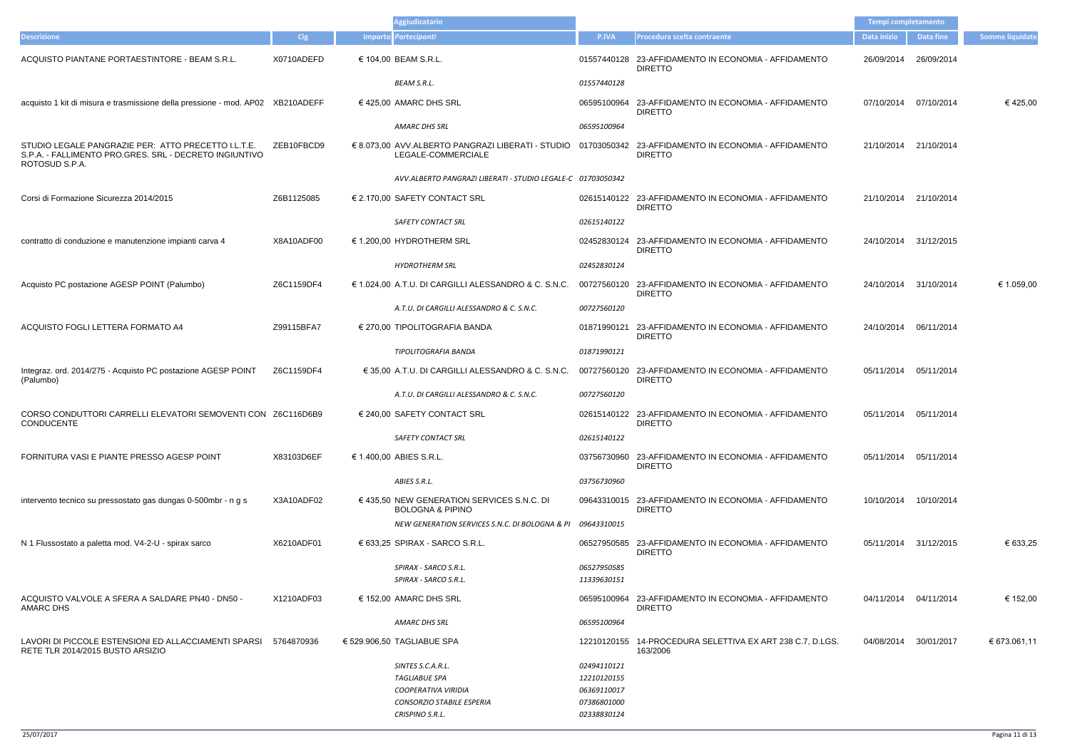| Descrizione | Cig | Importo | Aggiudicatario / Partecipanti | P.IVA | Procedura scelta contraente | Tempi completamento Data inizio | Data fine | Somme liquidate |
|---|---|---|---|---|---|---|---|---|
| ACQUISTO PIANTANE PORTAESTINTORE - BEAM S.R.L. | X0710ADEFD | € 104,00 | BEAM S.R.L. | 01557440128 | 23-AFFIDAMENTO IN ECONOMIA - AFFIDAMENTO DIRETTO | 26/09/2014 | 26/09/2014 | |
| | | | *BEAM S.R.L.* | *01557440128* | | | | |
| acquisto 1 kit di misura e trasmissione della pressione - mod. AP02 | XB210ADEFF | € 425,00 | AMARC DHS SRL | 06595100964 | 23-AFFIDAMENTO IN ECONOMIA - AFFIDAMENTO DIRETTO | 07/10/2014 | 07/10/2014 | € 425,00 |
| | | | *AMARC DHS SRL* | *06595100964* | | | | |
| STUDIO LEGALE PANGRAZIE PER: ATTO PRECETTO I.L.T.E. S.P.A. - FALLIMENTO PRO.GRES. SRL - DECRETO INGIUNTIVO ROTOSUD S.P.A. | ZEB10FBCD9 | € 8.073,00 | AVV.ALBERTO PANGRAZI LIBERATI - STUDIO LEGALE-COMMERCIALE | 01703050342 | 23-AFFIDAMENTO IN ECONOMIA - AFFIDAMENTO DIRETTO | 21/10/2014 | 21/10/2014 | |
| | | | *AVV.ALBERTO PANGRAZI LIBERATI - STUDIO LEGALE-C* | *01703050342* | | | | |
| Corsi di Formazione Sicurezza 2014/2015 | Z6B1125085 | € 2.170,00 | SAFETY CONTACT SRL | 02615140122 | 23-AFFIDAMENTO IN ECONOMIA - AFFIDAMENTO DIRETTO | 21/10/2014 | 21/10/2014 | |
| | | | *SAFETY CONTACT SRL* | *02615140122* | | | | |
| contratto di conduzione e manutenzione impianti carva 4 | X8A10ADF00 | € 1.200,00 | HYDROTHERM SRL | 02452830124 | 23-AFFIDAMENTO IN ECONOMIA - AFFIDAMENTO DIRETTO | 24/10/2014 | 31/12/2015 | |
| | | | *HYDROTHERM SRL* | *02452830124* | | | | |
| Acquisto PC postazione AGESP POINT (Palumbo) | Z6C1159DF4 | € 1.024,00 | A.T.U. DI CARGILLI ALESSANDRO & C. S.N.C. | 00727560120 | 23-AFFIDAMENTO IN ECONOMIA - AFFIDAMENTO DIRETTO | 24/10/2014 | 31/10/2014 | € 1.059,00 |
| | | | *A.T.U. DI CARGILLI ALESSANDRO & C. S.N.C.* | *00727560120* | | | | |
| ACQUISTO FOGLI LETTERA FORMATO A4 | Z99115BFA7 | € 270,00 | TIPOLITOGRAFIA BANDA | 01871990121 | 23-AFFIDAMENTO IN ECONOMIA - AFFIDAMENTO DIRETTO | 24/10/2014 | 06/11/2014 | |
| | | | *TIPOLITOGRAFIA BANDA* | *01871990121* | | | | |
| Integraz. ord. 2014/275 - Acquisto PC postazione AGESP POINT (Palumbo) | Z6C1159DF4 | € 35,00 | A.T.U. DI CARGILLI ALESSANDRO & C. S.N.C. | 00727560120 | 23-AFFIDAMENTO IN ECONOMIA - AFFIDAMENTO DIRETTO | 05/11/2014 | 05/11/2014 | |
| | | | *A.T.U. DI CARGILLI ALESSANDRO & C. S.N.C.* | *00727560120* | | | | |
| CORSO CONDUTTORI CARRELLI ELEVATORI SEMOVENTI CON CONDUCENTE | Z6C116D6B9 | € 240,00 | SAFETY CONTACT SRL | 02615140122 | 23-AFFIDAMENTO IN ECONOMIA - AFFIDAMENTO DIRETTO | 05/11/2014 | 05/11/2014 | |
| | | | *SAFETY CONTACT SRL* | *02615140122* | | | | |
| FORNITURA VASI E PIANTE PRESSO AGESP POINT | X83103D6EF | € 1.400,00 | ABIES S.R.L. | 03756730960 | 23-AFFIDAMENTO IN ECONOMIA - AFFIDAMENTO DIRETTO | 05/11/2014 | 05/11/2014 | |
| | | | *ABIES S.R.L.* | *03756730960* | | | | |
| intervento tecnico su pressostato gas dungas 0-500mbr - n g s | X3A10ADF02 | € 435,50 | NEW GENERATION SERVICES S.N.C. DI BOLOGNA & PIPINO | 09643310015 | 23-AFFIDAMENTO IN ECONOMIA - AFFIDAMENTO DIRETTO | 10/10/2014 | 10/10/2014 | |
| | | | *NEW GENERATION SERVICES S.N.C. DI BOLOGNA & PI* | *09643310015* | | | | |
| N 1 Flussostato a paletta mod. V4-2-U - spirax sarco | X6210ADF01 | € 633,25 | SPIRAX - SARCO S.R.L. | 06527950585 | 23-AFFIDAMENTO IN ECONOMIA - AFFIDAMENTO DIRETTO | 05/11/2014 | 31/12/2015 | € 633,25 |
| | | | *SPIRAX - SARCO S.R.L.* | *06527950585* | | | | |
| | | | *SPIRAX - SARCO S.R.L.* | *11339630151* | | | | |
| ACQUISTO VALVOLE A SFERA A SALDARE PN40 - DN50 - AMARC DHS | X1210ADF03 | € 152,00 | AMARC DHS SRL | 06595100964 | 23-AFFIDAMENTO IN ECONOMIA - AFFIDAMENTO DIRETTO | 04/11/2014 | 04/11/2014 | € 152,00 |
| | | | *AMARC DHS SRL* | *06595100964* | | | | |
| LAVORI DI PICCOLE ESTENSIONI ED ALLACCIAMENTI SPARSI RETE TLR 2014/2015 BUSTO ARSIZIO | 5764870936 | € 529.906,50 | TAGLIABUE SPA | 12210120155 | 14-PROCEDURA SELETTIVA EX ART 238 C.7, D.LGS. 163/2006 | 04/08/2014 | 30/01/2017 | € 673.061,11 |
| | | | *SINTES S.C.A.R.L.* | *02494110121* | | | | |
| | | | *TAGLIABUE SPA* | *12210120155* | | | | |
| | | | *COOPERATIVA VIRIDIA* | *06369110017* | | | | |
| | | | *CONSORZIO STABILE ESPERIA* | *07386801000* | | | | |
| | | | *CRISPINO S.R.L.* | *02338830124* | | | | |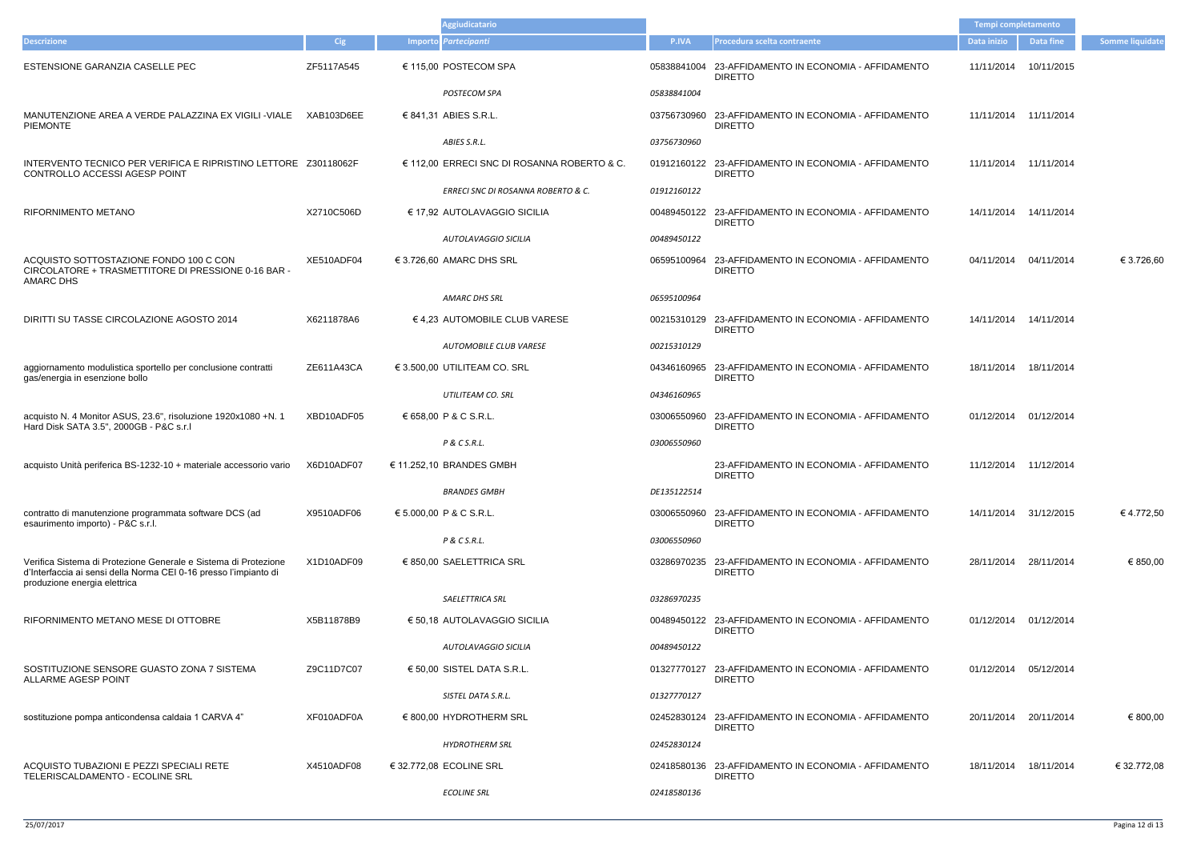| Descrizione | Cig | Importo | Aggiudicatario Partecipanti | P.IVA | Procedura scelta contraente | Tempi completamento Data inizio | Data fine | Somme liquidate |
|---|---|---|---|---|---|---|---|---|
| ESTENSIONE GARANZIA CASELLE PEC | ZF5117A545 | € 115,00 | POSTECOM SPA | 05838841004 | 23-AFFIDAMENTO IN ECONOMIA - AFFIDAMENTO DIRETTO | 11/11/2014 | 10/11/2015 | |
| | | | *POSTECOM SPA* | *05838841004* | | | | |
| MANUTENZIONE AREA A VERDE PALAZZINA EX VIGILI -VIALE PIEMONTE | XAB103D6EE | € 841,31 | ABIES S.R.L. | 03756730960 | 23-AFFIDAMENTO IN ECONOMIA - AFFIDAMENTO DIRETTO | 11/11/2014 | 11/11/2014 | |
| | | | *ABIES S.R.L.* | *03756730960* | | | | |
| INTERVENTO TECNICO PER VERIFICA E RIPRISTINO LETTORE CONTROLLO ACCESSI AGESP POINT | Z30118062F | € 112,00 | ERRECI SNC DI ROSANNA ROBERTO & C. | 01912160122 | 23-AFFIDAMENTO IN ECONOMIA - AFFIDAMENTO DIRETTO | 11/11/2014 | 11/11/2014 | |
| | | | *ERRECI SNC DI ROSANNA ROBERTO & C.* | *01912160122* | | | | |
| RIFORNIMENTO METANO | X2710C506D | € 17,92 | AUTOLAVAGGIO SICILIA | 00489450122 | 23-AFFIDAMENTO IN ECONOMIA - AFFIDAMENTO DIRETTO | 14/11/2014 | 14/11/2014 | |
| | | | *AUTOLAVAGGIO SICILIA* | *00489450122* | | | | |
| ACQUISTO SOTTOSTAZIONE FONDO 100 C CON CIRCOLATORE + TRASMETTITORE DI PRESSIONE 0-16 BAR - AMARC DHS | XE510ADF04 | € 3.726,60 | AMARC DHS SRL | 06595100964 | 23-AFFIDAMENTO IN ECONOMIA - AFFIDAMENTO DIRETTO | 04/11/2014 | 04/11/2014 | € 3.726,60 |
| | | | *AMARC DHS SRL* | *06595100964* | | | | |
| DIRITTI SU TASSE CIRCOLAZIONE AGOSTO 2014 | X6211878A6 | € 4,23 | AUTOMOBILE CLUB VARESE | 00215310129 | 23-AFFIDAMENTO IN ECONOMIA - AFFIDAMENTO DIRETTO | 14/11/2014 | 14/11/2014 | |
| | | | *AUTOMOBILE CLUB VARESE* | *00215310129* | | | | |
| aggiornamento modulistica sportello per conclusione contratti gas/energia in esenzione bollo | ZE611A43CA | € 3.500,00 | UTILITEAM CO. SRL | 04346160965 | 23-AFFIDAMENTO IN ECONOMIA - AFFIDAMENTO DIRETTO | 18/11/2014 | 18/11/2014 | |
| | | | *UTILITEAM CO. SRL* | *04346160965* | | | | |
| acquisto N. 4 Monitor ASUS, 23.6", risoluzione 1920x1080 +N. 1 Hard Disk SATA 3.5", 2000GB - P&C s.r.l | XBD10ADF05 | € 658,00 | P & C S.R.L. | 03006550960 | 23-AFFIDAMENTO IN ECONOMIA - AFFIDAMENTO DIRETTO | 01/12/2014 | 01/12/2014 | |
| | | | *P & C S.R.L.* | *03006550960* | | | | |
| acquisto Unità periferica BS-1232-10 + materiale accessorio vario | X6D10ADF07 | € 11.252,10 | BRANDES GMBH | | 23-AFFIDAMENTO IN ECONOMIA - AFFIDAMENTO DIRETTO | 11/12/2014 | 11/12/2014 | |
| | | | *BRANDES GMBH* | *DE135122514* | | | | |
| contratto di manutenzione programmata software DCS (ad esaurimento importo) - P&C s.r.l. | X9510ADF06 | € 5.000,00 | P & C S.R.L. | 03006550960 | 23-AFFIDAMENTO IN ECONOMIA - AFFIDAMENTO DIRETTO | 14/11/2014 | 31/12/2015 | € 4.772,50 |
| | | | *P & C S.R.L.* | *03006550960* | | | | |
| Verifica Sistema di Protezione Generale e Sistema di Protezione d'Interfaccia ai sensi della Norma CEI 0-16 presso l'impianto di produzione energia elettrica | X1D10ADF09 | € 850,00 | SAELETTRICA SRL | 03286970235 | 23-AFFIDAMENTO IN ECONOMIA - AFFIDAMENTO DIRETTO | 28/11/2014 | 28/11/2014 | € 850,00 |
| | | | *SAELETTRICA SRL* | *03286970235* | | | | |
| RIFORNIMENTO METANO MESE DI OTTOBRE | X5B11878B9 | € 50,18 | AUTOLAVAGGIO SICILIA | 00489450122 | 23-AFFIDAMENTO IN ECONOMIA - AFFIDAMENTO DIRETTO | 01/12/2014 | 01/12/2014 | |
| | | | *AUTOLAVAGGIO SICILIA* | *00489450122* | | | | |
| SOSTITUZIONE SENSORE GUASTO ZONA 7 SISTEMA ALLARME AGESP POINT | Z9C11D7C07 | € 50,00 | SISTEL DATA S.R.L. | 01327770127 | 23-AFFIDAMENTO IN ECONOMIA - AFFIDAMENTO DIRETTO | 01/12/2014 | 05/12/2014 | |
| | | | *SISTEL DATA S.R.L.* | *01327770127* | | | | |
| sostituzione pompa anticondensa caldaia 1 CARVA 4" | XF010ADF0A | € 800,00 | HYDROTHERM SRL | 02452830124 | 23-AFFIDAMENTO IN ECONOMIA - AFFIDAMENTO DIRETTO | 20/11/2014 | 20/11/2014 | € 800,00 |
| | | | *HYDROTHERM SRL* | *02452830124* | | | | |
| ACQUISTO TUBAZIONI E PEZZI SPECIALI RETE TELERISCALDAMENTO - ECOLINE SRL | X4510ADF08 | € 32.772,08 | ECOLINE SRL | 02418580136 | 23-AFFIDAMENTO IN ECONOMIA - AFFIDAMENTO DIRETTO | 18/11/2014 | 18/11/2014 | € 32.772,08 |
| | | | *ECOLINE SRL* | *02418580136* | | | | |

25/07/2017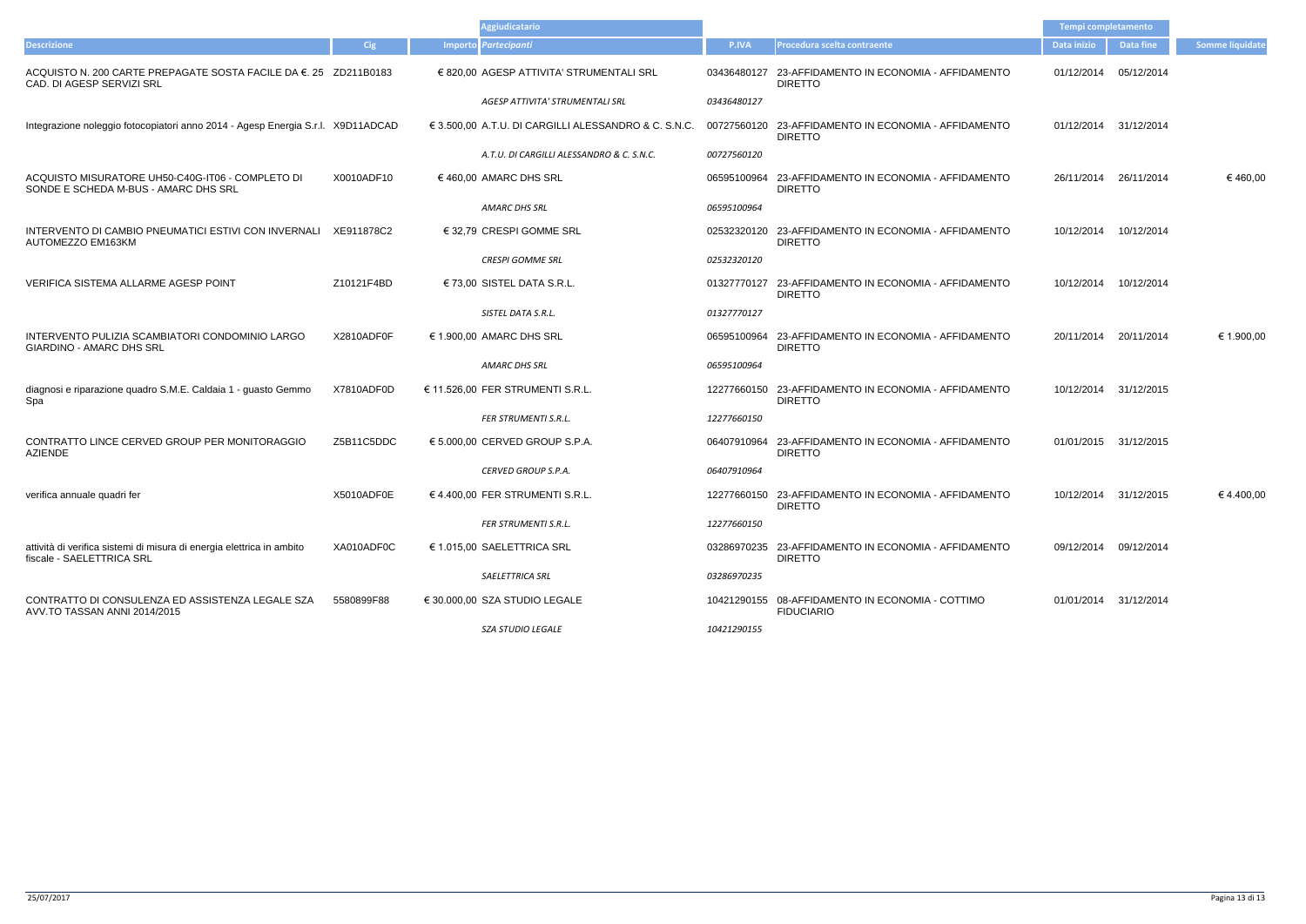| Descrizione | Cig | Importo | Aggiudicatario Partecipanti | P.IVA | Procedura scelta contraente | Tempi completamento Data inizio | Data fine | Somme liquidate |
|---|---|---|---|---|---|---|---|---|
| ACQUISTO N. 200 CARTE PREPAGATE SOSTA FACILE DA €. 25 CAD. DI AGESP SERVIZI SRL | ZD211B0183 | € 820,00 | AGESP ATTIVITA' STRUMENTALI SRL | 03436480127 | 23-AFFIDAMENTO IN ECONOMIA - AFFIDAMENTO DIRETTO | 01/12/2014 | 05/12/2014 | |
| | | | *AGESP ATTIVITA' STRUMENTALI SRL* | *03436480127* | | | | |
| Integrazione noleggio fotocopiatori anno 2014 - Agesp Energia S.r.l. | X9D11ADCAD | € 3.500,00 | A.T.U. DI CARGILLI ALESSANDRO & C. S.N.C. | 00727560120 | 23-AFFIDAMENTO IN ECONOMIA - AFFIDAMENTO DIRETTO | 01/12/2014 | 31/12/2014 | |
| | | | *A.T.U. DI CARGILLI ALESSANDRO & C. S.N.C.* | *00727560120* | | | | |
| ACQUISTO MISURATORE UH50-C40G-IT06 - COMPLETO DI SONDE E SCHEDA M-BUS - AMARC DHS SRL | X0010ADF10 | € 460,00 | AMARC DHS SRL | 06595100964 | 23-AFFIDAMENTO IN ECONOMIA - AFFIDAMENTO DIRETTO | 26/11/2014 | 26/11/2014 | € 460,00 |
| | | | *AMARC DHS SRL* | *06595100964* | | | | |
| INTERVENTO DI CAMBIO PNEUMATICI ESTIVI CON INVERNALI AUTOMEZZO EM163KM | XE911878C2 | € 32,79 | CRESPI GOMME SRL | 02532320120 | 23-AFFIDAMENTO IN ECONOMIA - AFFIDAMENTO DIRETTO | 10/12/2014 | 10/12/2014 | |
| | | | *CRESPI GOMME SRL* | *02532320120* | | | | |
| VERIFICA SISTEMA ALLARME AGESP POINT | Z10121F4BD | € 73,00 | SISTEL DATA S.R.L. | 01327770127 | 23-AFFIDAMENTO IN ECONOMIA - AFFIDAMENTO DIRETTO | 10/12/2014 | 10/12/2014 | |
| | | | *SISTEL DATA S.R.L.* | *01327770127* | | | | |
| INTERVENTO PULIZIA SCAMBIATORI CONDOMINIO LARGO GIARDINO - AMARC DHS SRL | X2810ADF0F | € 1.900,00 | AMARC DHS SRL | 06595100964 | 23-AFFIDAMENTO IN ECONOMIA - AFFIDAMENTO DIRETTO | 20/11/2014 | 20/11/2014 | € 1.900,00 |
| | | | *AMARC DHS SRL* | *06595100964* | | | | |
| diagnosi e riparazione quadro S.M.E. Caldaia 1 - guasto Gemmo Spa | X7810ADF0D | € 11.526,00 | FER STRUMENTI S.R.L. | 12277660150 | 23-AFFIDAMENTO IN ECONOMIA - AFFIDAMENTO DIRETTO | 10/12/2014 | 31/12/2015 | |
| | | | *FER STRUMENTI S.R.L.* | *12277660150* | | | | |
| CONTRATTO LINCE CERVED GROUP PER MONITORAGGIO AZIENDE | Z5B11C5DDC | € 5.000,00 | CERVED GROUP S.P.A. | 06407910964 | 23-AFFIDAMENTO IN ECONOMIA - AFFIDAMENTO DIRETTO | 01/01/2015 | 31/12/2015 | |
| | | | *CERVED GROUP S.P.A.* | *06407910964* | | | | |
| verifica annuale quadri fer | X5010ADF0E | € 4.400,00 | FER STRUMENTI S.R.L. | 12277660150 | 23-AFFIDAMENTO IN ECONOMIA - AFFIDAMENTO DIRETTO | 10/12/2014 | 31/12/2015 | € 4.400,00 |
| | | | *FER STRUMENTI S.R.L.* | *12277660150* | | | | |
| attività di verifica sistemi di misura di energia elettrica in ambito fiscale - SAELETTRICA SRL | XA010ADF0C | € 1.015,00 | SAELETTRICA SRL | 03286970235 | 23-AFFIDAMENTO IN ECONOMIA - AFFIDAMENTO DIRETTO | 09/12/2014 | 09/12/2014 | |
| | | | *SAELETTRICA SRL* | *03286970235* | | | | |
| CONTRATTO DI CONSULENZA ED ASSISTENZA LEGALE SZA AVV.TO TASSAN ANNI 2014/2015 | 5580899F88 | € 30.000,00 | SZA STUDIO LEGALE | 10421290155 | 08-AFFIDAMENTO IN ECONOMIA - COTTIMO FIDUCIARIO | 01/01/2014 | 31/12/2014 | |
| | | | *SZA STUDIO LEGALE* | *10421290155* | | | | |